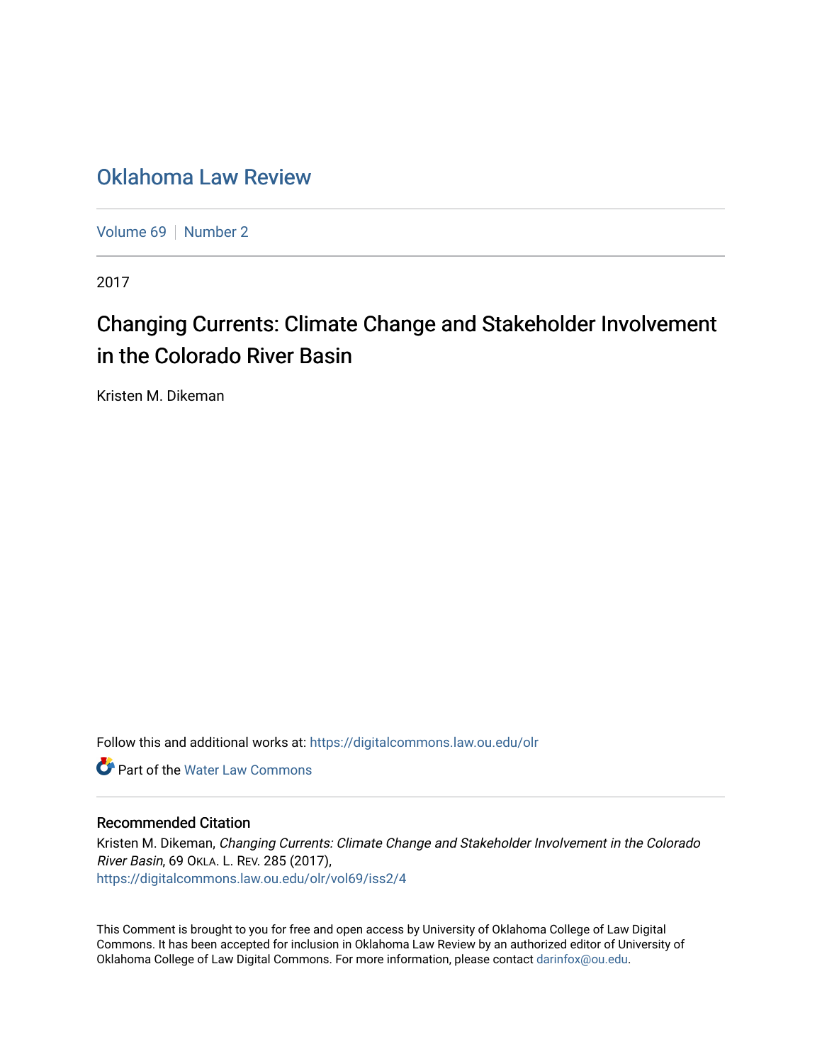# Oklahoma Law Review

Volume 69 | Number 2

2017

## Changing Currents: Climate Change and Stakeholder Involvement in the Colorado River Basin

Kristen M. Dikeman

Follow this and additional works at: https://digitalcommons.law.ou.edu/olr

Part of the Water Law Commons

### Recommended Citation

Kristen M. Dikeman, *Changing Currents: Climate Change and Stakeholder Involvement in the Colorado River Basin*, 69 OKLA. L. REV. 285 (2017),
https://digitalcommons.law.ou.edu/olr/vol69/iss2/4

This Comment is brought to you for free and open access by University of Oklahoma College of Law Digital Commons. It has been accepted for inclusion in Oklahoma Law Review by an authorized editor of University of Oklahoma College of Law Digital Commons. For more information, please contact darinfox@ou.edu.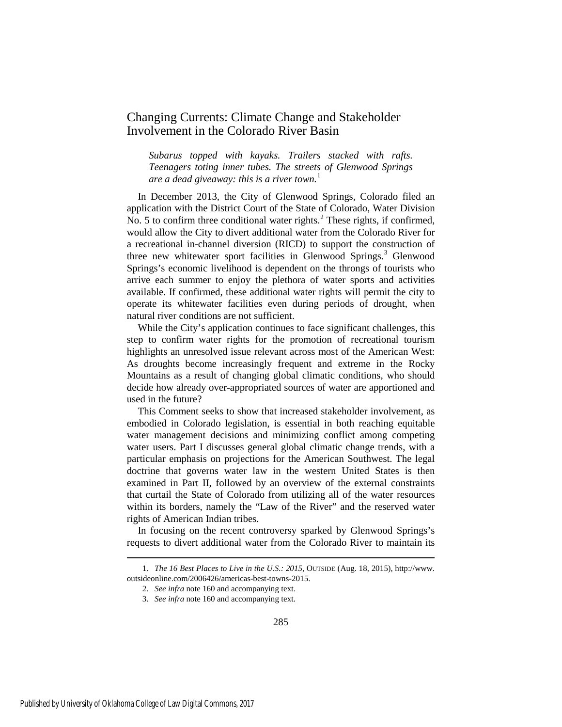# Changing Currents: Climate Change and Stakeholder Involvement in the Colorado River Basin

> *Subarus topped with kayaks. Trailers stacked with rafts. Teenagers toting inner tubes. The streets of Glenwood Springs are a dead giveaway: this is a river town.*[1]

In December 2013, the City of Glenwood Springs, Colorado filed an application with the District Court of the State of Colorado, Water Division No. 5 to confirm three conditional water rights.[2] These rights, if confirmed, would allow the City to divert additional water from the Colorado River for a recreational in-channel diversion (RICD) to support the construction of three new whitewater sport facilities in Glenwood Springs.[3] Glenwood Springs's economic livelihood is dependent on the throngs of tourists who arrive each summer to enjoy the plethora of water sports and activities available. If confirmed, these additional water rights will permit the city to operate its whitewater facilities even during periods of drought, when natural river conditions are not sufficient.

While the City's application continues to face significant challenges, this step to confirm water rights for the promotion of recreational tourism highlights an unresolved issue relevant across most of the American West: As droughts become increasingly frequent and extreme in the Rocky Mountains as a result of changing global climatic conditions, who should decide how already over-appropriated sources of water are apportioned and used in the future?

This Comment seeks to show that increased stakeholder involvement, as embodied in Colorado legislation, is essential in both reaching equitable water management decisions and minimizing conflict among competing water users. Part I discusses general global climatic change trends, with a particular emphasis on projections for the American Southwest. The legal doctrine that governs water law in the western United States is then examined in Part II, followed by an overview of the external constraints that curtail the State of Colorado from utilizing all of the water resources within its borders, namely the "Law of the River" and the reserved water rights of American Indian tribes.

In focusing on the recent controversy sparked by Glenwood Springs's requests to divert additional water from the Colorado River to maintain its

---

1. *The 16 Best Places to Live in the U.S.: 2015*, OUTSIDE (Aug. 18, 2015), http://www.outsideonline.com/2006426/americas-best-towns-2015.

2. *See infra* note 160 and accompanying text.

3. *See infra* note 160 and accompanying text.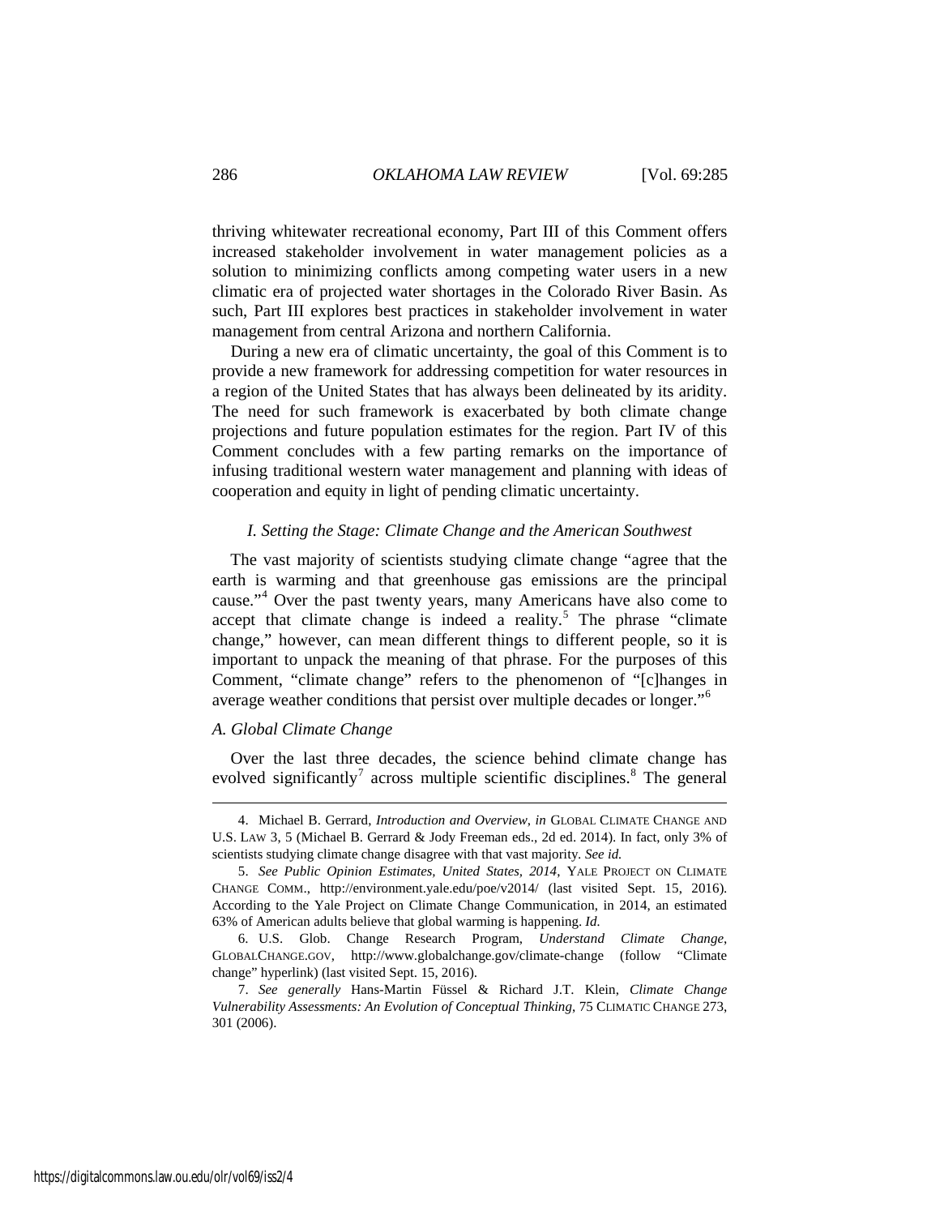thriving whitewater recreational economy, Part III of this Comment offers increased stakeholder involvement in water management policies as a solution to minimizing conflicts among competing water users in a new climatic era of projected water shortages in the Colorado River Basin. As such, Part III explores best practices in stakeholder involvement in water management from central Arizona and northern California.

During a new era of climatic uncertainty, the goal of this Comment is to provide a new framework for addressing competition for water resources in a region of the United States that has always been delineated by its aridity. The need for such framework is exacerbated by both climate change projections and future population estimates for the region. Part IV of this Comment concludes with a few parting remarks on the importance of infusing traditional western water management and planning with ideas of cooperation and equity in light of pending climatic uncertainty.

## *I. Setting the Stage: Climate Change and the American Southwest*

The vast majority of scientists studying climate change "agree that the earth is warming and that greenhouse gas emissions are the principal cause."[4] Over the past twenty years, many Americans have also come to accept that climate change is indeed a reality.[5] The phrase "climate change," however, can mean different things to different people, so it is important to unpack the meaning of that phrase. For the purposes of this Comment, "climate change" refers to the phenomenon of "[c]hanges in average weather conditions that persist over multiple decades or longer."[6]

### *A. Global Climate Change*

Over the last three decades, the science behind climate change has evolved significantly[7] across multiple scientific disciplines.[8] The general

---

4. Michael B. Gerrard, *Introduction and Overview*, *in* GLOBAL CLIMATE CHANGE AND U.S. LAW 3, 5 (Michael B. Gerrard & Jody Freeman eds., 2d ed. 2014). In fact, only 3% of scientists studying climate change disagree with that vast majority. *See id.*

5. *See Public Opinion Estimates, United States, 2014*, YALE PROJECT ON CLIMATE CHANGE COMM., http://environment.yale.edu/poe/v2014/ (last visited Sept. 15, 2016). According to the Yale Project on Climate Change Communication, in 2014, an estimated 63% of American adults believe that global warming is happening. *Id.*

6. U.S. Glob. Change Research Program, *Understand Climate Change*, GLOBALCHANGE.GOV, http://www.globalchange.gov/climate-change (follow "Climate change" hyperlink) (last visited Sept. 15, 2016).

7. *See generally* Hans-Martin Füssel & Richard J.T. Klein, *Climate Change Vulnerability Assessments: An Evolution of Conceptual Thinking*, 75 CLIMATIC CHANGE 273, 301 (2006).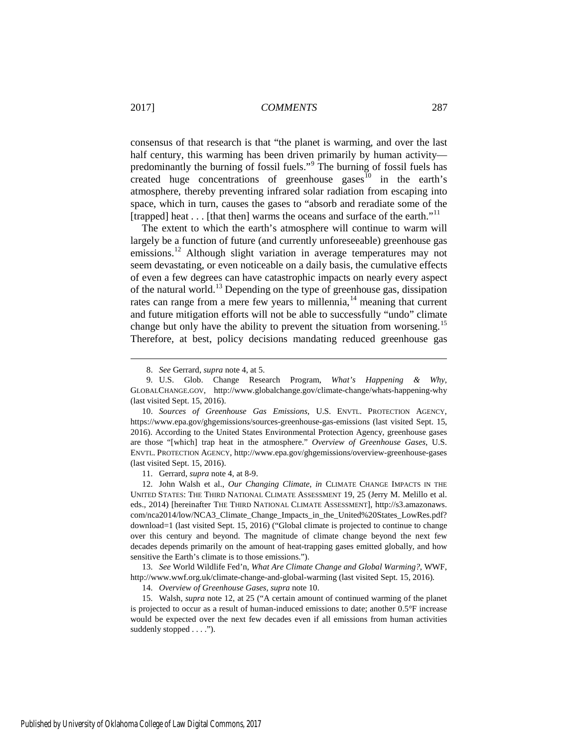consensus of that research is that "the planet is warming, and over the last half century, this warming has been driven primarily by human activity—predominantly the burning of fossil fuels."[9] The burning of fossil fuels has created huge concentrations of greenhouse gases[10] in the earth's atmosphere, thereby preventing infrared solar radiation from escaping into space, which in turn, causes the gases to "absorb and reradiate some of the [trapped] heat . . . [that then] warms the oceans and surface of the earth."[11]

The extent to which the earth's atmosphere will continue to warm will largely be a function of future (and currently unforeseeable) greenhouse gas emissions.[12] Although slight variation in average temperatures may not seem devastating, or even noticeable on a daily basis, the cumulative effects of even a few degrees can have catastrophic impacts on nearly every aspect of the natural world.[13] Depending on the type of greenhouse gas, dissipation rates can range from a mere few years to millennia,[14] meaning that current and future mitigation efforts will not be able to successfully "undo" climate change but only have the ability to prevent the situation from worsening.[15] Therefore, at best, policy decisions mandating reduced greenhouse gas

---

8. *See* Gerrard, *supra* note 4, at 5.

9. U.S. Glob. Change Research Program, *What's Happening & Why*, GLOBALCHANGE.GOV, http://www.globalchange.gov/climate-change/whats-happening-why (last visited Sept. 15, 2016).

10. *Sources of Greenhouse Gas Emissions*, U.S. ENVTL. PROTECTION AGENCY, https://www.epa.gov/ghgemissions/sources-greenhouse-gas-emissions (last visited Sept. 15, 2016). According to the United States Environmental Protection Agency, greenhouse gases are those "[which] trap heat in the atmosphere." *Overview of Greenhouse Gases*, U.S. ENVTL. PROTECTION AGENCY, http://www.epa.gov/ghgemissions/overview-greenhouse-gases (last visited Sept. 15, 2016).

11. Gerrard, *supra* note 4, at 8-9.

12. John Walsh et al., *Our Changing Climate*, *in* CLIMATE CHANGE IMPACTS IN THE UNITED STATES: THE THIRD NATIONAL CLIMATE ASSESSMENT 19, 25 (Jerry M. Melillo et al. eds., 2014) [hereinafter THE THIRD NATIONAL CLIMATE ASSESSMENT], http://s3.amazonaws.com/nca2014/low/NCA3_Climate_Change_Impacts_in_the_United%20States_LowRes.pdf?download=1 (last visited Sept. 15, 2016) ("Global climate is projected to continue to change over this century and beyond. The magnitude of climate change beyond the next few decades depends primarily on the amount of heat-trapping gases emitted globally, and how sensitive the Earth's climate is to those emissions.").

13. *See* World Wildlife Fed'n, *What Are Climate Change and Global Warming?*, WWF, http://www.wwf.org.uk/climate-change-and-global-warming (last visited Sept. 15, 2016).

14. *Overview of Greenhouse Gases*, *supra* note 10.

15. Walsh, *supra* note 12, at 25 ("A certain amount of continued warming of the planet is projected to occur as a result of human-induced emissions to date; another 0.5°F increase would be expected over the next few decades even if all emissions from human activities suddenly stopped . . . .").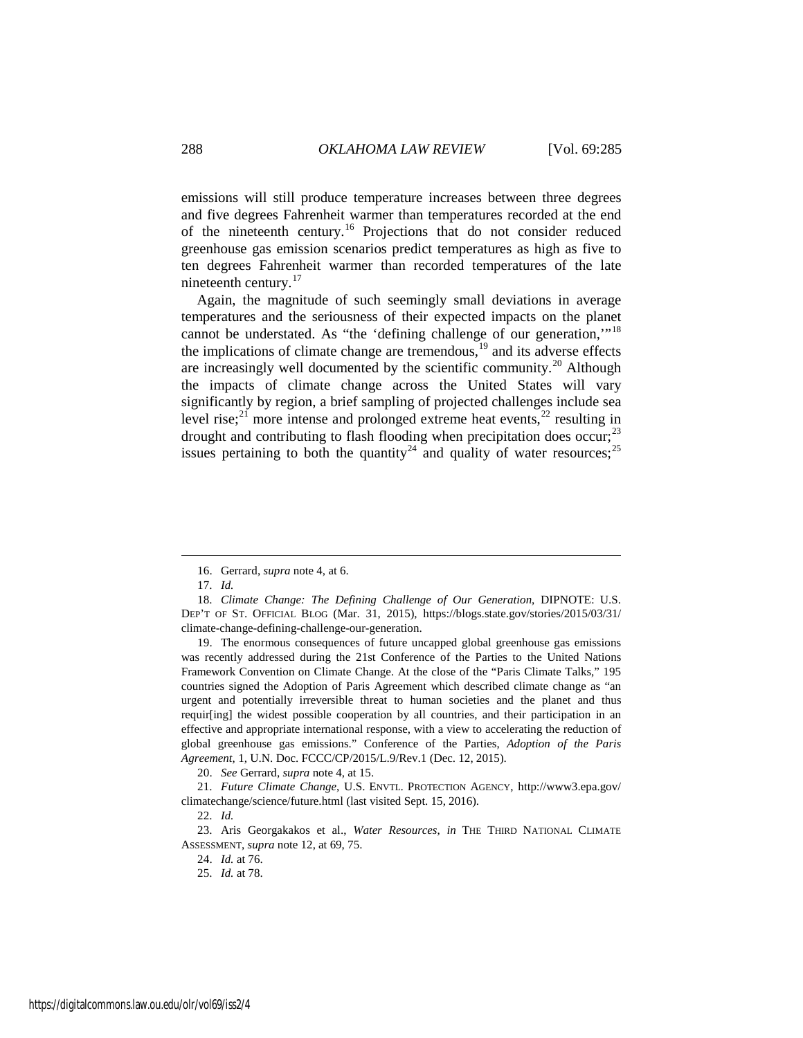emissions will still produce temperature increases between three degrees and five degrees Fahrenheit warmer than temperatures recorded at the end of the nineteenth century.[16] Projections that do not consider reduced greenhouse gas emission scenarios predict temperatures as high as five to ten degrees Fahrenheit warmer than recorded temperatures of the late nineteenth century.[17]

Again, the magnitude of such seemingly small deviations in average temperatures and the seriousness of their expected impacts on the planet cannot be understated. As "the 'defining challenge of our generation,'"[18] the implications of climate change are tremendous,[19] and its adverse effects are increasingly well documented by the scientific community.[20] Although the impacts of climate change across the United States will vary significantly by region, a brief sampling of projected challenges include sea level rise;[21] more intense and prolonged extreme heat events,[22] resulting in drought and contributing to flash flooding when precipitation does occur;[23] issues pertaining to both the quantity[24] and quality of water resources;[25]

---

16. Gerrard, *supra* note 4, at 6.

17. *Id.*

18. *Climate Change: The Defining Challenge of Our Generation*, DIPNOTE: U.S. DEP'T OF ST. OFFICIAL BLOG (Mar. 31, 2015), https://blogs.state.gov/stories/2015/03/31/climate-change-defining-challenge-our-generation.

19. The enormous consequences of future uncapped global greenhouse gas emissions was recently addressed during the 21st Conference of the Parties to the United Nations Framework Convention on Climate Change. At the close of the "Paris Climate Talks," 195 countries signed the Adoption of Paris Agreement which described climate change as "an urgent and potentially irreversible threat to human societies and the planet and thus requir[ing] the widest possible cooperation by all countries, and their participation in an effective and appropriate international response, with a view to accelerating the reduction of global greenhouse gas emissions." Conference of the Parties, *Adoption of the Paris Agreement*, 1, U.N. Doc. FCCC/CP/2015/L.9/Rev.1 (Dec. 12, 2015).

20. *See* Gerrard, *supra* note 4, at 15.

21. *Future Climate Change*, U.S. ENVTL. PROTECTION AGENCY, http://www3.epa.gov/climatechange/science/future.html (last visited Sept. 15, 2016).

22. *Id.*

23. Aris Georgakakos et al., *Water Resources*, *in* THE THIRD NATIONAL CLIMATE ASSESSMENT, *supra* note 12, at 69, 75.

24. *Id.* at 76.

25. *Id.* at 78.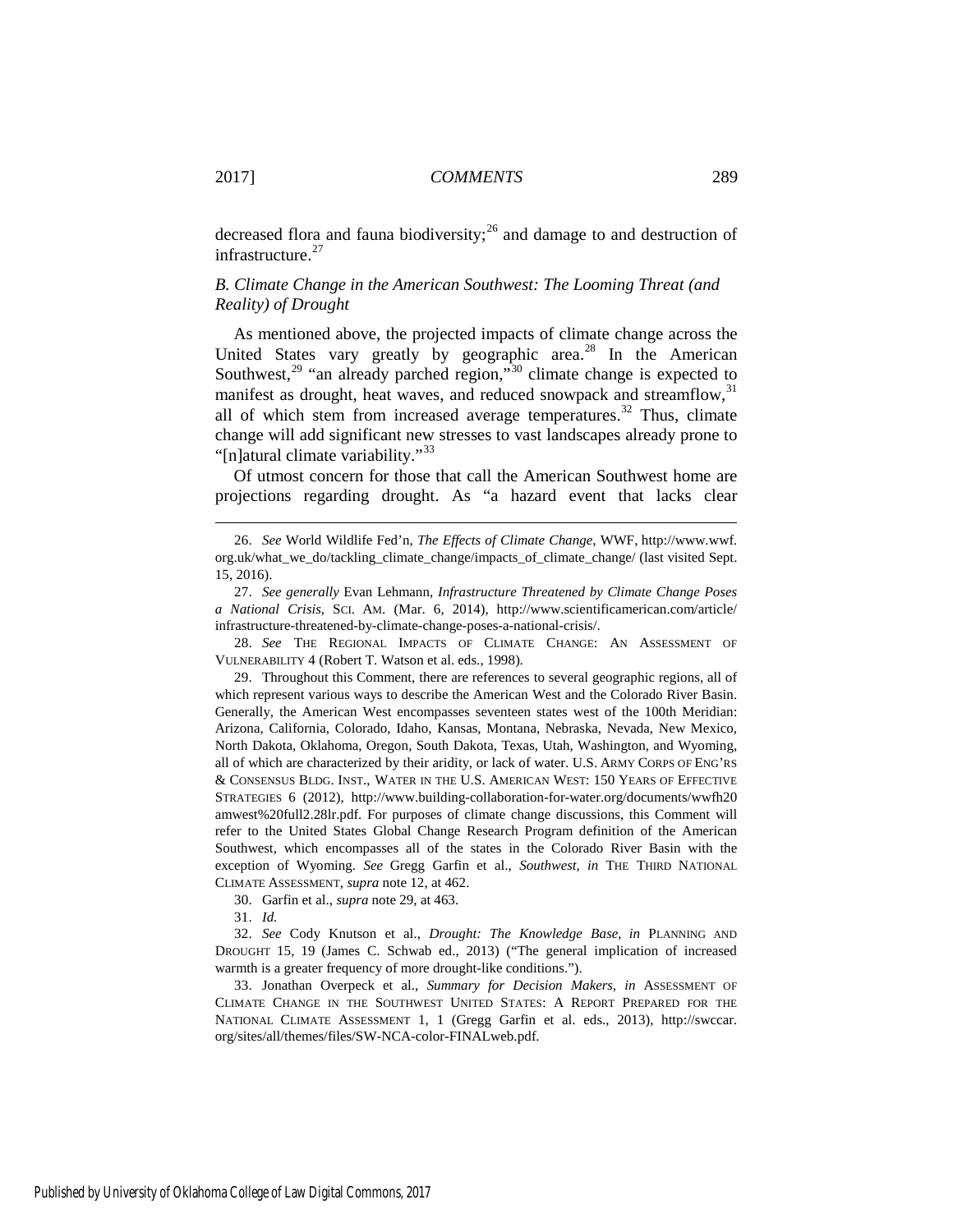decreased flora and fauna biodiversity;[26] and damage to and destruction of infrastructure.[27]

### *B. Climate Change in the American Southwest: The Looming Threat (and Reality) of Drought*

As mentioned above, the projected impacts of climate change across the United States vary greatly by geographic area.[28] In the American Southwest,[29] "an already parched region,"[30] climate change is expected to manifest as drought, heat waves, and reduced snowpack and streamflow,[31] all of which stem from increased average temperatures.[32] Thus, climate change will add significant new stresses to vast landscapes already prone to "[n]atural climate variability."[33]

Of utmost concern for those that call the American Southwest home are projections regarding drought. As "a hazard event that lacks clear

---

26. *See* World Wildlife Fed'n, *The Effects of Climate Change*, WWF, http://www.wwf.org.uk/what_we_do/tackling_climate_change/impacts_of_climate_change/ (last visited Sept. 15, 2016).

27. *See generally* Evan Lehmann, *Infrastructure Threatened by Climate Change Poses a National Crisis*, SCI. AM. (Mar. 6, 2014), http://www.scientificamerican.com/article/infrastructure-threatened-by-climate-change-poses-a-national-crisis/.

28. *See* THE REGIONAL IMPACTS OF CLIMATE CHANGE: AN ASSESSMENT OF VULNERABILITY 4 (Robert T. Watson et al. eds., 1998).

29. Throughout this Comment, there are references to several geographic regions, all of which represent various ways to describe the American West and the Colorado River Basin. Generally, the American West encompasses seventeen states west of the 100th Meridian: Arizona, California, Colorado, Idaho, Kansas, Montana, Nebraska, Nevada, New Mexico, North Dakota, Oklahoma, Oregon, South Dakota, Texas, Utah, Washington, and Wyoming, all of which are characterized by their aridity, or lack of water. U.S. ARMY CORPS OF ENG'RS & CONSENSUS BLDG. INST., WATER IN THE U.S. AMERICAN WEST: 150 YEARS OF EFFECTIVE STRATEGIES 6 (2012), http://www.building-collaboration-for-water.org/documents/wwfh20amwest%20full2.28lr.pdf. For purposes of climate change discussions, this Comment will refer to the United States Global Change Research Program definition of the American Southwest, which encompasses all of the states in the Colorado River Basin with the exception of Wyoming. *See* Gregg Garfin et al., *Southwest*, *in* THE THIRD NATIONAL CLIMATE ASSESSMENT, *supra* note 12, at 462.

30. Garfin et al., *supra* note 29, at 463.

31. *Id.*

32. *See* Cody Knutson et al., *Drought: The Knowledge Base*, *in* PLANNING AND DROUGHT 15, 19 (James C. Schwab ed., 2013) ("The general implication of increased warmth is a greater frequency of more drought-like conditions.").

33. Jonathan Overpeck et al., *Summary for Decision Makers*, *in* ASSESSMENT OF CLIMATE CHANGE IN THE SOUTHWEST UNITED STATES: A REPORT PREPARED FOR THE NATIONAL CLIMATE ASSESSMENT 1, 1 (Gregg Garfin et al. eds., 2013), http://swccar.org/sites/all/themes/files/SW-NCA-color-FINALweb.pdf.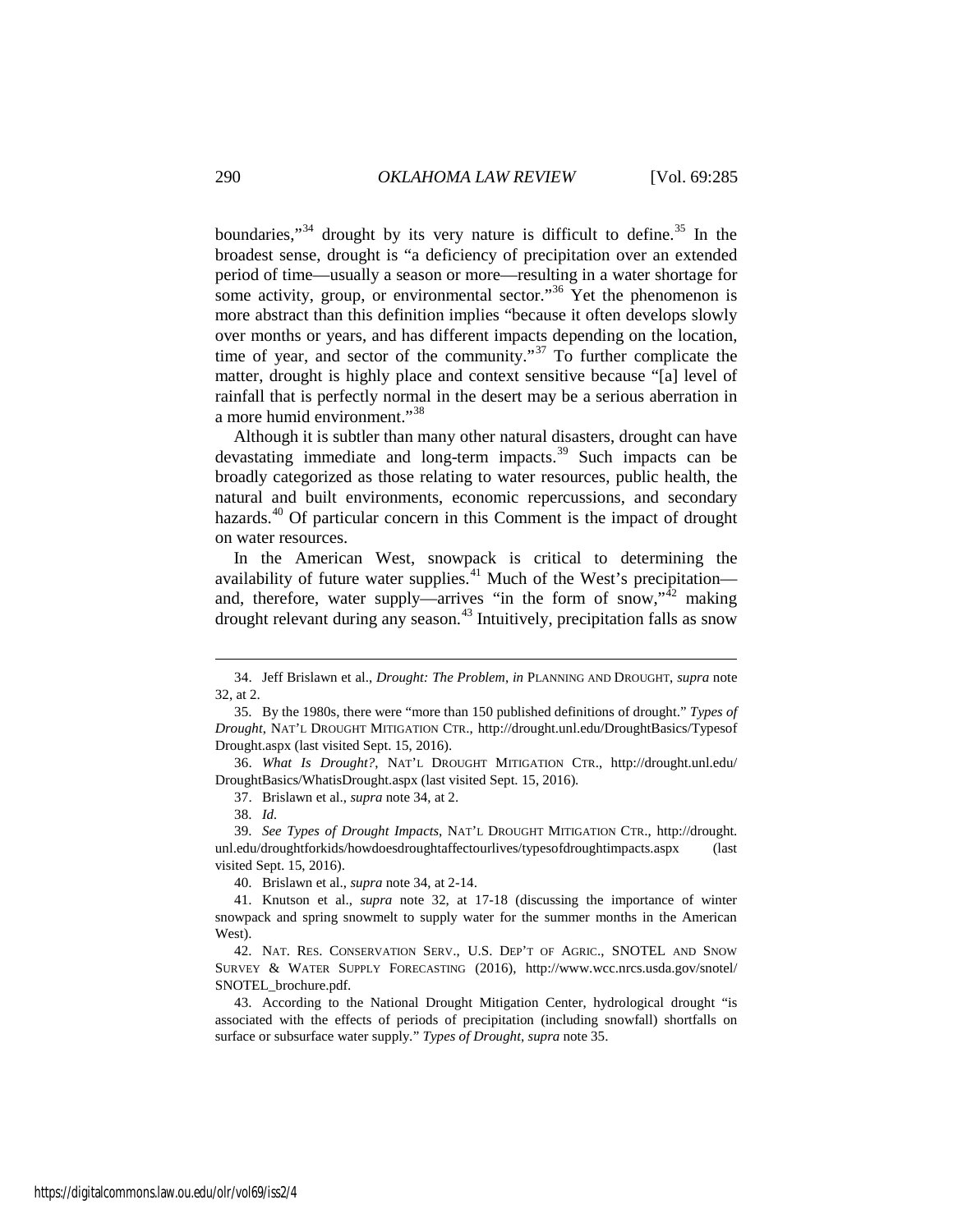boundaries,"[34] drought by its very nature is difficult to define.[35] In the broadest sense, drought is "a deficiency of precipitation over an extended period of time—usually a season or more—resulting in a water shortage for some activity, group, or environmental sector."[36] Yet the phenomenon is more abstract than this definition implies "because it often develops slowly over months or years, and has different impacts depending on the location, time of year, and sector of the community."[37] To further complicate the matter, drought is highly place and context sensitive because "[a] level of rainfall that is perfectly normal in the desert may be a serious aberration in a more humid environment."[38]

Although it is subtler than many other natural disasters, drought can have devastating immediate and long-term impacts.[39] Such impacts can be broadly categorized as those relating to water resources, public health, the natural and built environments, economic repercussions, and secondary hazards.[40] Of particular concern in this Comment is the impact of drought on water resources.

In the American West, snowpack is critical to determining the availability of future water supplies.[41] Much of the West's precipitation—and, therefore, water supply—arrives "in the form of snow,"[42] making drought relevant during any season.[43] Intuitively, precipitation falls as snow

---

34. Jeff Brislawn et al., *Drought: The Problem*, *in* PLANNING AND DROUGHT, *supra* note 32, at 2.

35. By the 1980s, there were "more than 150 published definitions of drought." *Types of Drought*, NAT'L DROUGHT MITIGATION CTR., http://drought.unl.edu/DroughtBasics/TypesofDrought.aspx (last visited Sept. 15, 2016).

36. *What Is Drought?*, NAT'L DROUGHT MITIGATION CTR., http://drought.unl.edu/DroughtBasics/WhatisDrought.aspx (last visited Sept. 15, 2016).

37. Brislawn et al., *supra* note 34, at 2.

38. *Id.*

39. *See Types of Drought Impacts*, NAT'L DROUGHT MITIGATION CTR., http://drought.unl.edu/droughtforkids/howdoesdroughtaffectourlives/typesofdroughtimpacts.aspx (last visited Sept. 15, 2016).

40. Brislawn et al., *supra* note 34, at 2-14.

41. Knutson et al., *supra* note 32, at 17-18 (discussing the importance of winter snowpack and spring snowmelt to supply water for the summer months in the American West).

42. NAT. RES. CONSERVATION SERV., U.S. DEP'T OF AGRIC., SNOTEL AND SNOW SURVEY & WATER SUPPLY FORECASTING (2016), http://www.wcc.nrcs.usda.gov/snotel/SNOTEL_brochure.pdf.

43. According to the National Drought Mitigation Center, hydrological drought "is associated with the effects of periods of precipitation (including snowfall) shortfalls on surface or subsurface water supply." *Types of Drought*, *supra* note 35.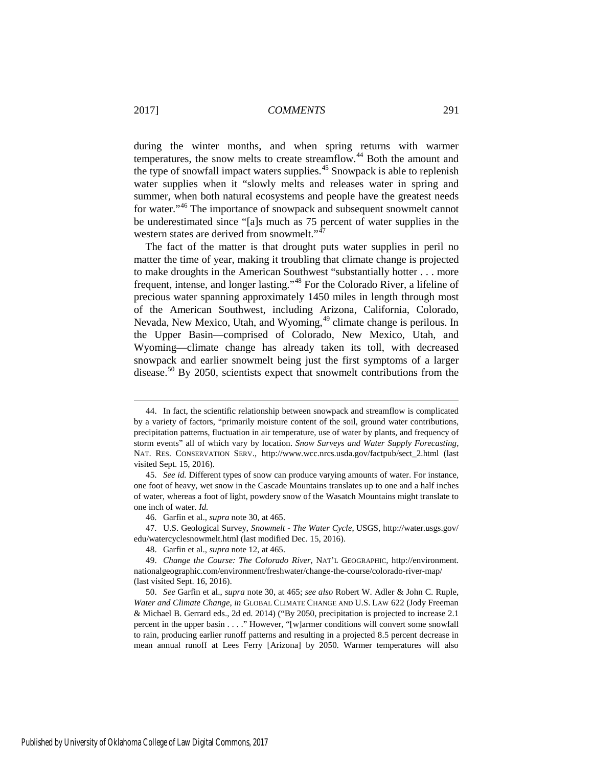during the winter months, and when spring returns with warmer temperatures, the snow melts to create streamflow.[44] Both the amount and the type of snowfall impact waters supplies.[45] Snowpack is able to replenish water supplies when it "slowly melts and releases water in spring and summer, when both natural ecosystems and people have the greatest needs for water."[46] The importance of snowpack and subsequent snowmelt cannot be underestimated since "[a]s much as 75 percent of water supplies in the western states are derived from snowmelt."[47]

The fact of the matter is that drought puts water supplies in peril no matter the time of year, making it troubling that climate change is projected to make droughts in the American Southwest "substantially hotter . . . more frequent, intense, and longer lasting."[48] For the Colorado River, a lifeline of precious water spanning approximately 1450 miles in length through most of the American Southwest, including Arizona, California, Colorado, Nevada, New Mexico, Utah, and Wyoming,[49] climate change is perilous. In the Upper Basin—comprised of Colorado, New Mexico, Utah, and Wyoming—climate change has already taken its toll, with decreased snowpack and earlier snowmelt being just the first symptoms of a larger disease.[50] By 2050, scientists expect that snowmelt contributions from the

---

44. In fact, the scientific relationship between snowpack and streamflow is complicated by a variety of factors, "primarily moisture content of the soil, ground water contributions, precipitation patterns, fluctuation in air temperature, use of water by plants, and frequency of storm events" all of which vary by location. *Snow Surveys and Water Supply Forecasting*, NAT. RES. CONSERVATION SERV., http://www.wcc.nrcs.usda.gov/factpub/sect_2.html (last visited Sept. 15, 2016).

45. *See id.* Different types of snow can produce varying amounts of water. For instance, one foot of heavy, wet snow in the Cascade Mountains translates up to one and a half inches of water, whereas a foot of light, powdery snow of the Wasatch Mountains might translate to one inch of water. *Id.*

46. Garfin et al., *supra* note 30, at 465.

47. U.S. Geological Survey, *Snowmelt - The Water Cycle*, USGS, http://water.usgs.gov/edu/watercyclesnowmelt.html (last modified Dec. 15, 2016).

48. Garfin et al., *supra* note 12, at 465.

49. *Change the Course: The Colorado River*, NAT'L GEOGRAPHIC, http://environment.nationalgeographic.com/environment/freshwater/change-the-course/colorado-river-map/ (last visited Sept. 16, 2016).

50. *See* Garfin et al., *supra* note 30, at 465; *see also* Robert W. Adler & John C. Ruple, *Water and Climate Change*, *in* GLOBAL CLIMATE CHANGE AND U.S. LAW 622 (Jody Freeman & Michael B. Gerrard eds., 2d ed. 2014) ("By 2050, precipitation is projected to increase 2.1 percent in the upper basin . . . ." However, "[w]armer conditions will convert some snowfall to rain, producing earlier runoff patterns and resulting in a projected 8.5 percent decrease in mean annual runoff at Lees Ferry [Arizona] by 2050. Warmer temperatures will also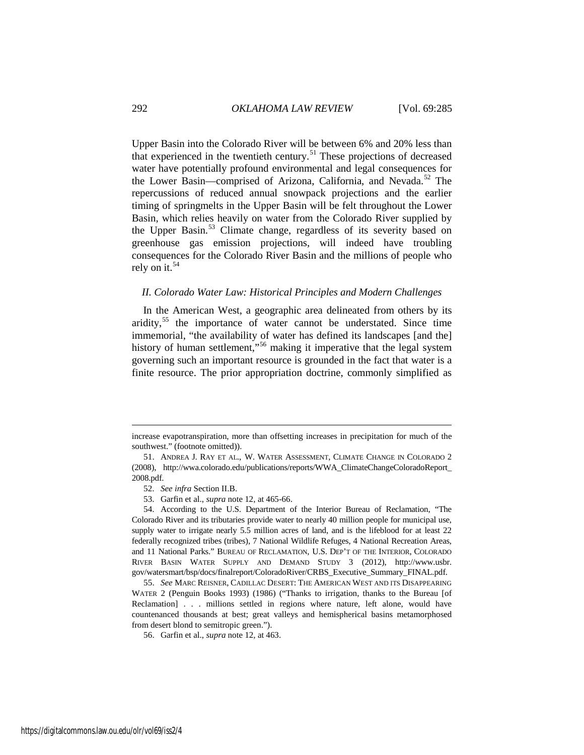Upper Basin into the Colorado River will be between 6% and 20% less than that experienced in the twentieth century.[51] These projections of decreased water have potentially profound environmental and legal consequences for the Lower Basin—comprised of Arizona, California, and Nevada.[52] The repercussions of reduced annual snowpack projections and the earlier timing of springmelts in the Upper Basin will be felt throughout the Lower Basin, which relies heavily on water from the Colorado River supplied by the Upper Basin.[53] Climate change, regardless of its severity based on greenhouse gas emission projections, will indeed have troubling consequences for the Colorado River Basin and the millions of people who rely on it.[54]

### *II. Colorado Water Law: Historical Principles and Modern Challenges*

In the American West, a geographic area delineated from others by its aridity,[55] the importance of water cannot be understated. Since time immemorial, "the availability of water has defined its landscapes [and the] history of human settlement,"[56] making it imperative that the legal system governing such an important resource is grounded in the fact that water is a finite resource. The prior appropriation doctrine, commonly simplified as

---

increase evapotranspiration, more than offsetting increases in precipitation for much of the southwest." (footnote omitted)).

51. ANDREA J. RAY ET AL., W. WATER ASSESSMENT, CLIMATE CHANGE IN COLORADO 2 (2008), http://wwa.colorado.edu/publications/reports/WWA_ClimateChangeColoradoReport_2008.pdf.

52. *See infra* Section II.B.

53. Garfin et al., *supra* note 12, at 465-66.

54. According to the U.S. Department of the Interior Bureau of Reclamation, "The Colorado River and its tributaries provide water to nearly 40 million people for municipal use, supply water to irrigate nearly 5.5 million acres of land, and is the lifeblood for at least 22 federally recognized tribes (tribes), 7 National Wildlife Refuges, 4 National Recreation Areas, and 11 National Parks." BUREAU OF RECLAMATION, U.S. DEP'T OF THE INTERIOR, COLORADO RIVER BASIN WATER SUPPLY AND DEMAND STUDY 3 (2012), http://www.usbr.gov/watersmart/bsp/docs/finalreport/ColoradoRiver/CRBS_Executive_Summary_FINAL.pdf.

55. *See* MARC REISNER, CADILLAC DESERT: THE AMERICAN WEST AND ITS DISAPPEARING WATER 2 (Penguin Books 1993) (1986) ("Thanks to irrigation, thanks to the Bureau [of Reclamation] . . . millions settled in regions where nature, left alone, would have countenanced thousands at best; great valleys and hemispherical basins metamorphosed from desert blond to semitropic green.").

56. Garfin et al., *supra* note 12, at 463.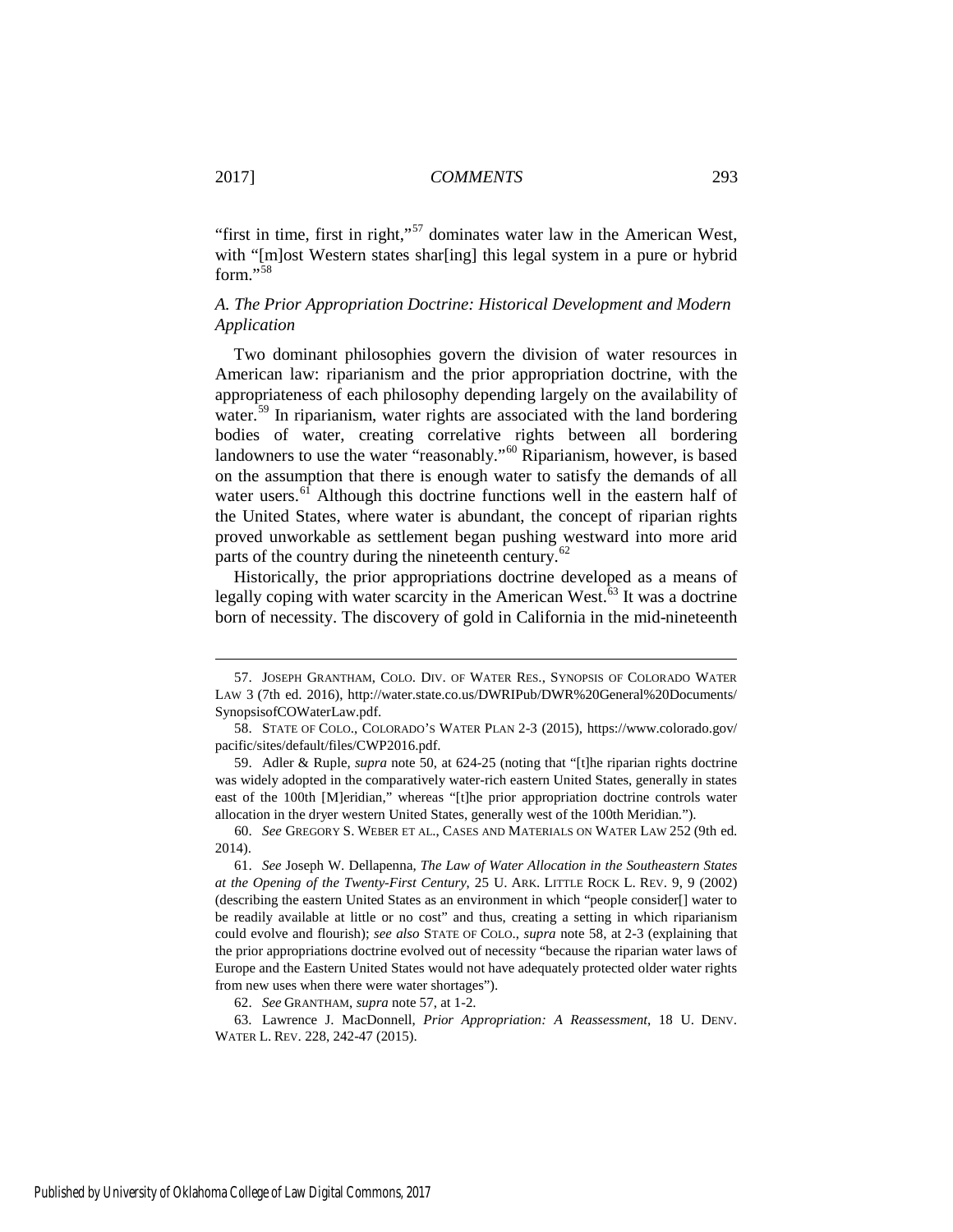"first in time, first in right,"[57] dominates water law in the American West, with "[m]ost Western states shar[ing] this legal system in a pure or hybrid form."[58]

### *A. The Prior Appropriation Doctrine: Historical Development and Modern Application*

Two dominant philosophies govern the division of water resources in American law: riparianism and the prior appropriation doctrine, with the appropriateness of each philosophy depending largely on the availability of water.[59] In riparianism, water rights are associated with the land bordering bodies of water, creating correlative rights between all bordering landowners to use the water "reasonably."[60] Riparianism, however, is based on the assumption that there is enough water to satisfy the demands of all water users.[61] Although this doctrine functions well in the eastern half of the United States, where water is abundant, the concept of riparian rights proved unworkable as settlement began pushing westward into more arid parts of the country during the nineteenth century.[62]

Historically, the prior appropriations doctrine developed as a means of legally coping with water scarcity in the American West.[63] It was a doctrine born of necessity. The discovery of gold in California in the mid-nineteenth

---

57. JOSEPH GRANTHAM, COLO. DIV. OF WATER RES., SYNOPSIS OF COLORADO WATER LAW 3 (7th ed. 2016), http://water.state.co.us/DWRIPub/DWR%20General%20Documents/SynopsisofCOWaterLaw.pdf.

58. STATE OF COLO., COLORADO'S WATER PLAN 2-3 (2015), https://www.colorado.gov/pacific/sites/default/files/CWP2016.pdf.

59. Adler & Ruple, *supra* note 50, at 624-25 (noting that "[t]he riparian rights doctrine was widely adopted in the comparatively water-rich eastern United States, generally in states east of the 100th [M]eridian," whereas "[t]he prior appropriation doctrine controls water allocation in the dryer western United States, generally west of the 100th Meridian.").

60. *See* GREGORY S. WEBER ET AL., CASES AND MATERIALS ON WATER LAW 252 (9th ed. 2014).

61. *See* Joseph W. Dellapenna, *The Law of Water Allocation in the Southeastern States at the Opening of the Twenty-First Century*, 25 U. ARK. LITTLE ROCK L. REV. 9, 9 (2002) (describing the eastern United States as an environment in which "people consider[] water to be readily available at little or no cost" and thus, creating a setting in which riparianism could evolve and flourish); *see also* STATE OF COLO., *supra* note 58, at 2-3 (explaining that the prior appropriations doctrine evolved out of necessity "because the riparian water laws of Europe and the Eastern United States would not have adequately protected older water rights from new uses when there were water shortages").

62. *See* GRANTHAM, *supra* note 57, at 1-2.

63. Lawrence J. MacDonnell, *Prior Appropriation: A Reassessment*, 18 U. DENV. WATER L. REV. 228, 242-47 (2015).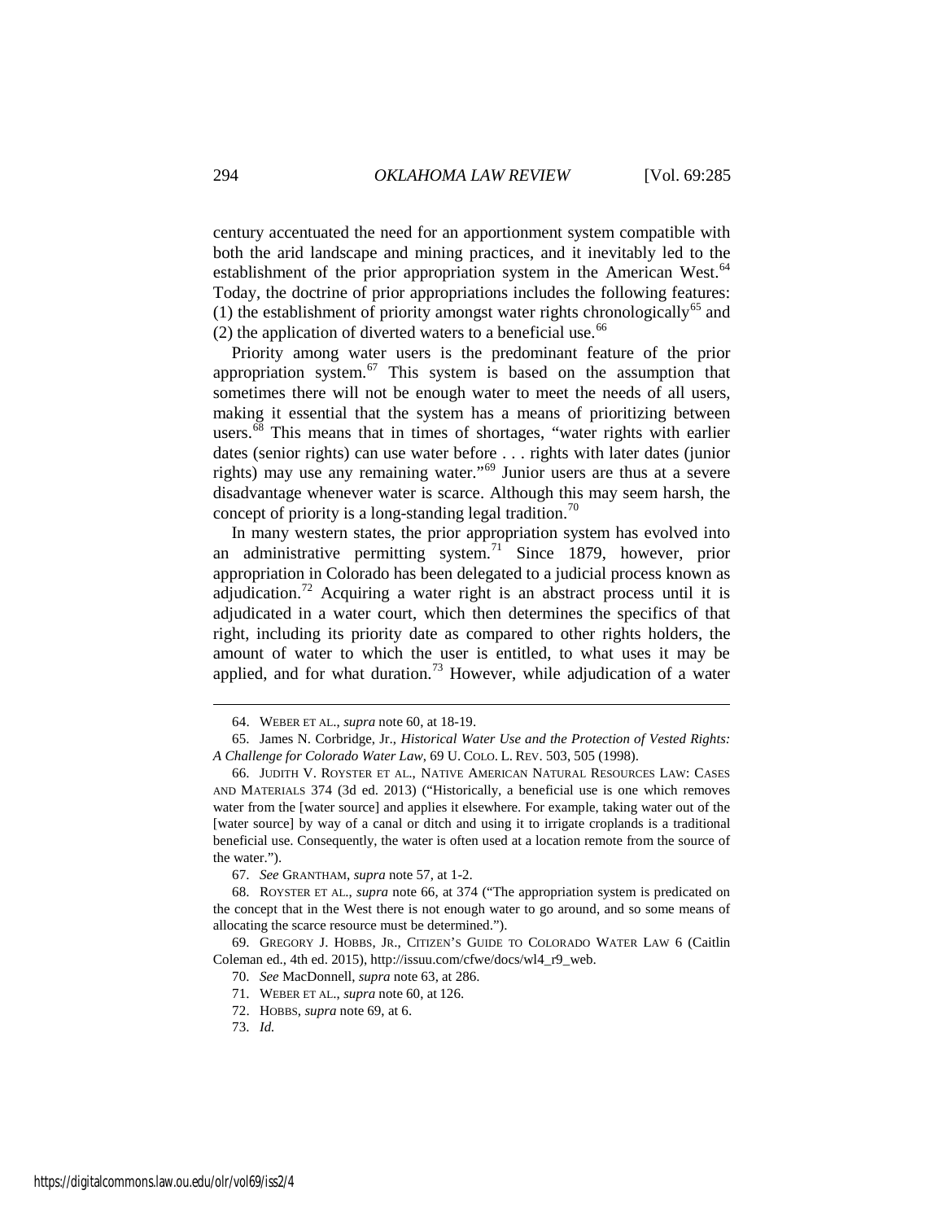century accentuated the need for an apportionment system compatible with both the arid landscape and mining practices, and it inevitably led to the establishment of the prior appropriation system in the American West.[64] Today, the doctrine of prior appropriations includes the following features: (1) the establishment of priority amongst water rights chronologically[65] and (2) the application of diverted waters to a beneficial use.[66]

Priority among water users is the predominant feature of the prior appropriation system.[67] This system is based on the assumption that sometimes there will not be enough water to meet the needs of all users, making it essential that the system has a means of prioritizing between users.[68] This means that in times of shortages, "water rights with earlier dates (senior rights) can use water before . . . rights with later dates (junior rights) may use any remaining water."[69] Junior users are thus at a severe disadvantage whenever water is scarce. Although this may seem harsh, the concept of priority is a long-standing legal tradition.[70]

In many western states, the prior appropriation system has evolved into an administrative permitting system.[71] Since 1879, however, prior appropriation in Colorado has been delegated to a judicial process known as adjudication.[72] Acquiring a water right is an abstract process until it is adjudicated in a water court, which then determines the specifics of that right, including its priority date as compared to other rights holders, the amount of water to which the user is entitled, to what uses it may be applied, and for what duration.[73] However, while adjudication of a water

---

64. WEBER ET AL., *supra* note 60, at 18-19.

65. James N. Corbridge, Jr., *Historical Water Use and the Protection of Vested Rights: A Challenge for Colorado Water Law*, 69 U. COLO. L. REV. 503, 505 (1998).

66. JUDITH V. ROYSTER ET AL., NATIVE AMERICAN NATURAL RESOURCES LAW: CASES AND MATERIALS 374 (3d ed. 2013) ("Historically, a beneficial use is one which removes water from the [water source] and applies it elsewhere. For example, taking water out of the [water source] by way of a canal or ditch and using it to irrigate croplands is a traditional beneficial use. Consequently, the water is often used at a location remote from the source of the water.").

67. *See* GRANTHAM, *supra* note 57, at 1-2.

68. ROYSTER ET AL., *supra* note 66, at 374 ("The appropriation system is predicated on the concept that in the West there is not enough water to go around, and so some means of allocating the scarce resource must be determined.").

69. GREGORY J. HOBBS, JR., CITIZEN'S GUIDE TO COLORADO WATER LAW 6 (Caitlin Coleman ed., 4th ed. 2015), http://issuu.com/cfwe/docs/wl4_r9_web.

70. *See* MacDonnell, *supra* note 63, at 286.

71. WEBER ET AL., *supra* note 60, at 126.

72. HOBBS, *supra* note 69, at 6.

73. *Id.*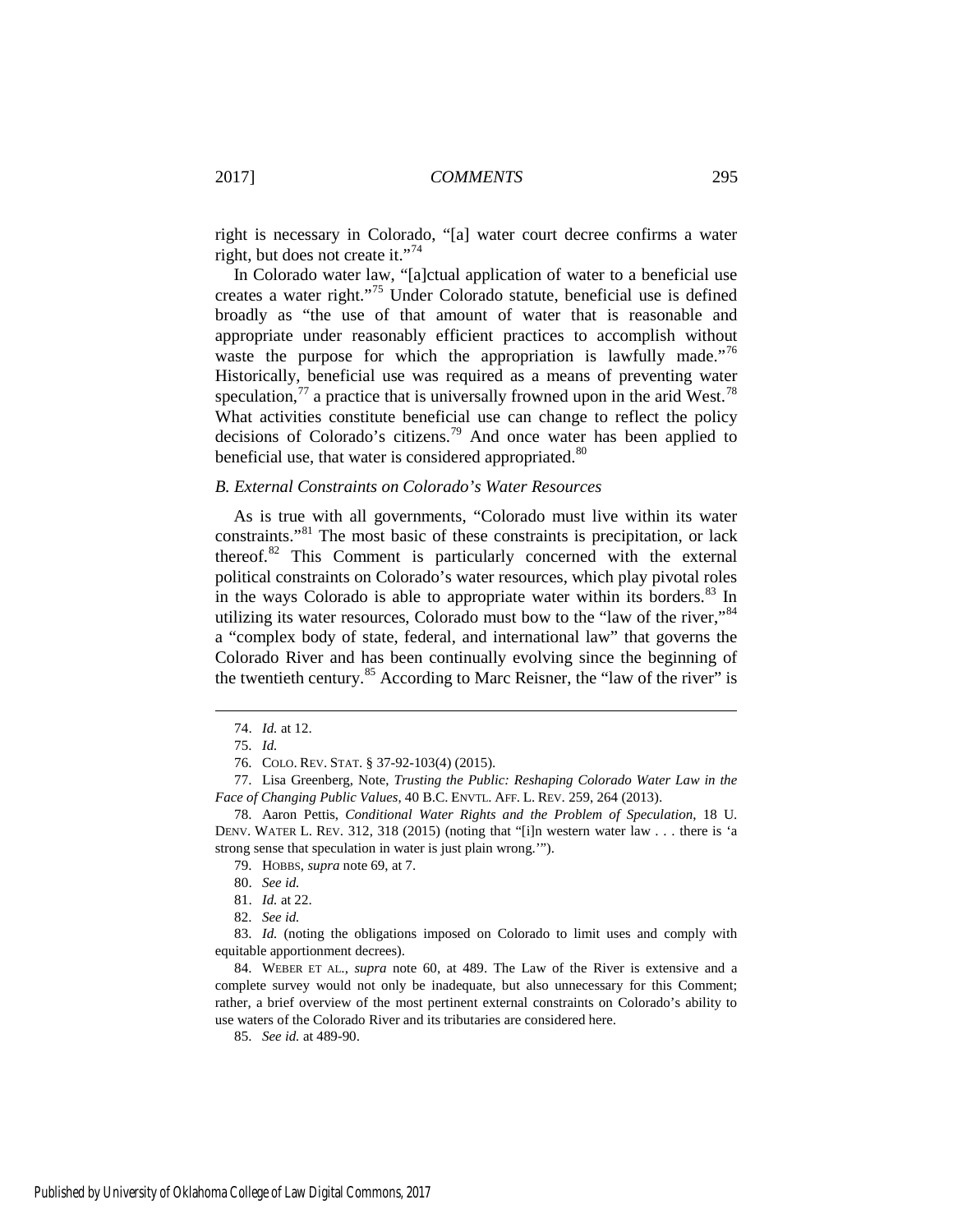right is necessary in Colorado, "[a] water court decree confirms a water right, but does not create it."[74]

In Colorado water law, "[a]ctual application of water to a beneficial use creates a water right."[75] Under Colorado statute, beneficial use is defined broadly as "the use of that amount of water that is reasonable and appropriate under reasonably efficient practices to accomplish without waste the purpose for which the appropriation is lawfully made."[76] Historically, beneficial use was required as a means of preventing water speculation,[77] a practice that is universally frowned upon in the arid West.[78] What activities constitute beneficial use can change to reflect the policy decisions of Colorado's citizens.[79] And once water has been applied to beneficial use, that water is considered appropriated.[80]

### *B. External Constraints on Colorado's Water Resources*

As is true with all governments, "Colorado must live within its water constraints."[81] The most basic of these constraints is precipitation, or lack thereof.[82] This Comment is particularly concerned with the external political constraints on Colorado's water resources, which play pivotal roles in the ways Colorado is able to appropriate water within its borders.[83] In utilizing its water resources, Colorado must bow to the "law of the river,"[84] a "complex body of state, federal, and international law" that governs the Colorado River and has been continually evolving since the beginning of the twentieth century.[85] According to Marc Reisner, the "law of the river" is

---

74. *Id.* at 12.

75. *Id.*

76. COLO. REV. STAT. § 37-92-103(4) (2015).

77. Lisa Greenberg, Note, *Trusting the Public: Reshaping Colorado Water Law in the Face of Changing Public Values*, 40 B.C. ENVTL. AFF. L. REV. 259, 264 (2013).

78. Aaron Pettis, *Conditional Water Rights and the Problem of Speculation*, 18 U. DENV. WATER L. REV. 312, 318 (2015) (noting that "[i]n western water law . . . there is 'a strong sense that speculation in water is just plain wrong.'").

79. HOBBS, *supra* note 69, at 7.

80. *See id.*

81. *Id.* at 22.

82. *See id.*

83. *Id.* (noting the obligations imposed on Colorado to limit uses and comply with equitable apportionment decrees).

84. WEBER ET AL., *supra* note 60, at 489. The Law of the River is extensive and a complete survey would not only be inadequate, but also unnecessary for this Comment; rather, a brief overview of the most pertinent external constraints on Colorado's ability to use waters of the Colorado River and its tributaries are considered here.

85. *See id.* at 489-90.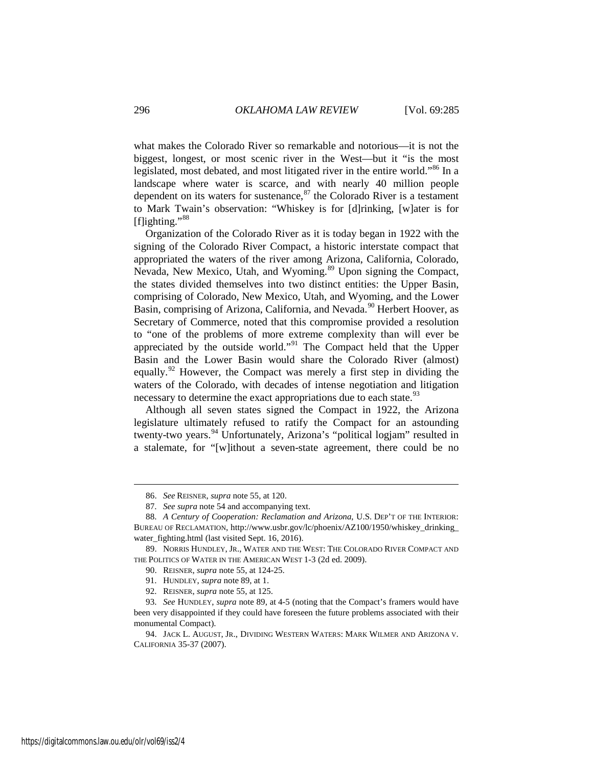what makes the Colorado River so remarkable and notorious—it is not the biggest, longest, or most scenic river in the West—but it "is the most legislated, most debated, and most litigated river in the entire world."[86] In a landscape where water is scarce, and with nearly 40 million people dependent on its waters for sustenance,[87] the Colorado River is a testament to Mark Twain's observation: "Whiskey is for [d]rinking, [w]ater is for [f]ighting."[88]

Organization of the Colorado River as it is today began in 1922 with the signing of the Colorado River Compact, a historic interstate compact that appropriated the waters of the river among Arizona, California, Colorado, Nevada, New Mexico, Utah, and Wyoming.[89] Upon signing the Compact, the states divided themselves into two distinct entities: the Upper Basin, comprising of Colorado, New Mexico, Utah, and Wyoming, and the Lower Basin, comprising of Arizona, California, and Nevada.[90] Herbert Hoover, as Secretary of Commerce, noted that this compromise provided a resolution to "one of the problems of more extreme complexity than will ever be appreciated by the outside world."[91] The Compact held that the Upper Basin and the Lower Basin would share the Colorado River (almost) equally.[92] However, the Compact was merely a first step in dividing the waters of the Colorado, with decades of intense negotiation and litigation necessary to determine the exact appropriations due to each state.[93]

Although all seven states signed the Compact in 1922, the Arizona legislature ultimately refused to ratify the Compact for an astounding twenty-two years.[94] Unfortunately, Arizona's "political logjam" resulted in a stalemate, for "[w]ithout a seven-state agreement, there could be no

---

86. *See* REISNER, *supra* note 55, at 120.

87. *See supra* note 54 and accompanying text.

88. *A Century of Cooperation: Reclamation and Arizona*, U.S. DEP'T OF THE INTERIOR: BUREAU OF RECLAMATION, http://www.usbr.gov/lc/phoenix/AZ100/1950/whiskey_drinking_water_fighting.html (last visited Sept. 16, 2016).

89. NORRIS HUNDLEY, JR., WATER AND THE WEST: THE COLORADO RIVER COMPACT AND THE POLITICS OF WATER IN THE AMERICAN WEST 1-3 (2d ed. 2009).

90. REISNER, *supra* note 55, at 124-25.

91. HUNDLEY, *supra* note 89, at 1.

92. REISNER, *supra* note 55, at 125.

93. *See* HUNDLEY, *supra* note 89, at 4-5 (noting that the Compact's framers would have been very disappointed if they could have foreseen the future problems associated with their monumental Compact).

94. JACK L. AUGUST, JR., DIVIDING WESTERN WATERS: MARK WILMER AND ARIZONA V. CALIFORNIA 35-37 (2007).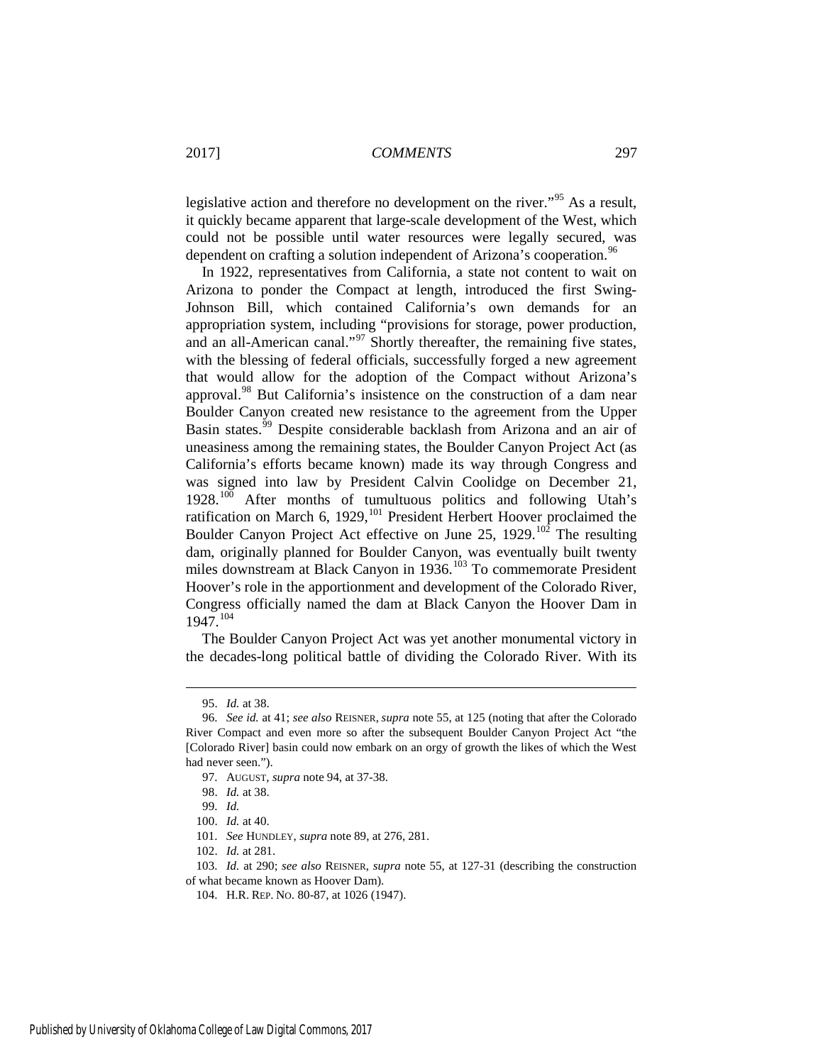legislative action and therefore no development on the river."[95] As a result, it quickly became apparent that large-scale development of the West, which could not be possible until water resources were legally secured, was dependent on crafting a solution independent of Arizona's cooperation.[96]

In 1922, representatives from California, a state not content to wait on Arizona to ponder the Compact at length, introduced the first Swing-Johnson Bill, which contained California's own demands for an appropriation system, including "provisions for storage, power production, and an all-American canal."[97] Shortly thereafter, the remaining five states, with the blessing of federal officials, successfully forged a new agreement that would allow for the adoption of the Compact without Arizona's approval.[98] But California's insistence on the construction of a dam near Boulder Canyon created new resistance to the agreement from the Upper Basin states.[99] Despite considerable backlash from Arizona and an air of uneasiness among the remaining states, the Boulder Canyon Project Act (as California's efforts became known) made its way through Congress and was signed into law by President Calvin Coolidge on December 21, 1928.[100] After months of tumultuous politics and following Utah's ratification on March 6, 1929,[101] President Herbert Hoover proclaimed the Boulder Canyon Project Act effective on June 25, 1929.[102] The resulting dam, originally planned for Boulder Canyon, was eventually built twenty miles downstream at Black Canyon in 1936.[103] To commemorate President Hoover's role in the apportionment and development of the Colorado River, Congress officially named the dam at Black Canyon the Hoover Dam in 1947.[104]

The Boulder Canyon Project Act was yet another monumental victory in the decades-long political battle of dividing the Colorado River. With its

---

95. *Id.* at 38.

96. *See id.* at 41; *see also* REISNER, *supra* note 55, at 125 (noting that after the Colorado River Compact and even more so after the subsequent Boulder Canyon Project Act "the [Colorado River] basin could now embark on an orgy of growth the likes of which the West had never seen.").

97. AUGUST, *supra* note 94, at 37-38.

98. *Id.* at 38.

99. *Id.*

100. *Id.* at 40.

101. *See* HUNDLEY, *supra* note 89, at 276, 281.

102. *Id.* at 281.

103. *Id.* at 290; *see also* REISNER, *supra* note 55, at 127-31 (describing the construction of what became known as Hoover Dam).

104. H.R. REP. NO. 80-87, at 1026 (1947).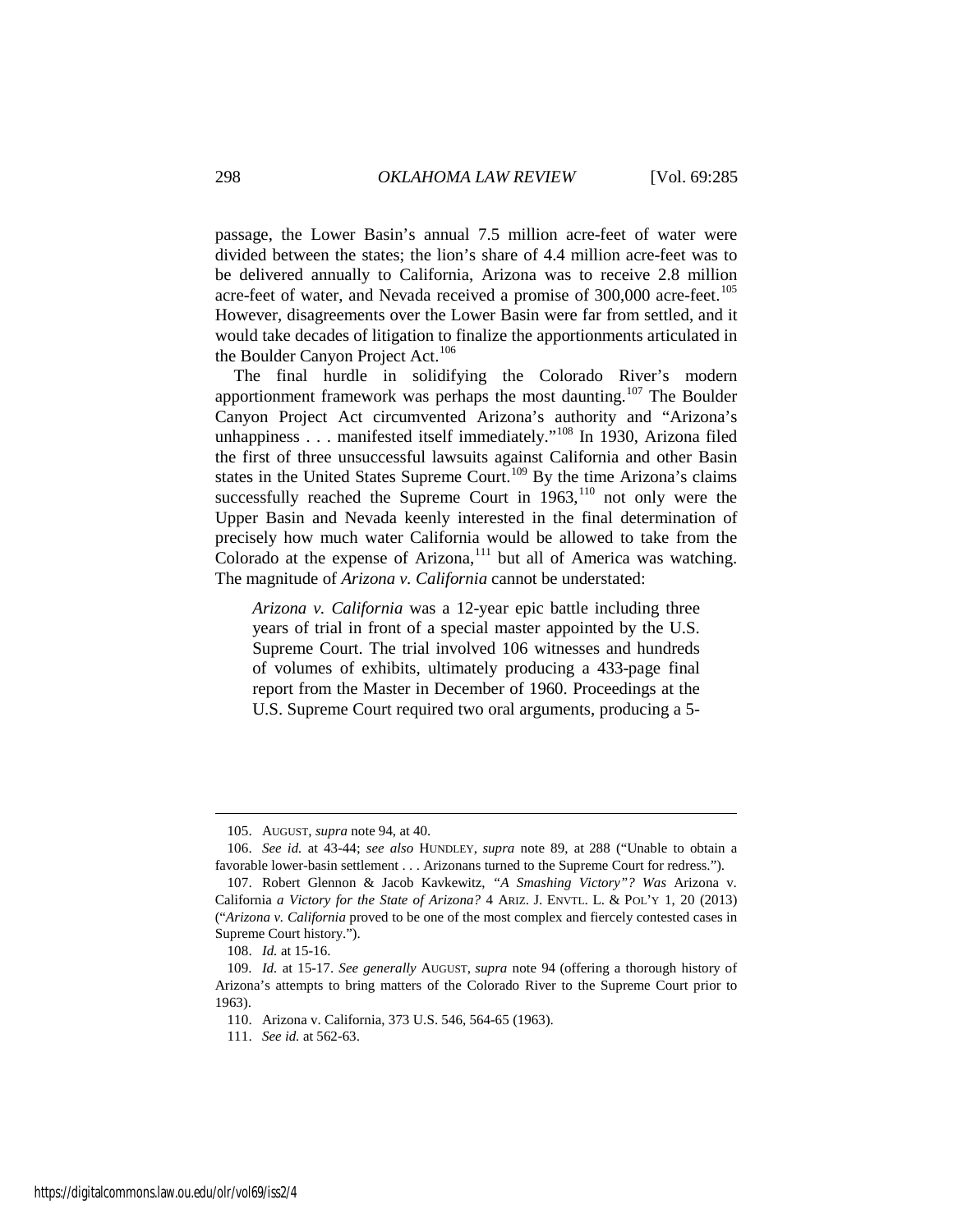passage, the Lower Basin's annual 7.5 million acre-feet of water were divided between the states; the lion's share of 4.4 million acre-feet was to be delivered annually to California, Arizona was to receive 2.8 million acre-feet of water, and Nevada received a promise of 300,000 acre-feet.[105] However, disagreements over the Lower Basin were far from settled, and it would take decades of litigation to finalize the apportionments articulated in the Boulder Canyon Project Act.[106]

The final hurdle in solidifying the Colorado River's modern apportionment framework was perhaps the most daunting.[107] The Boulder Canyon Project Act circumvented Arizona's authority and "Arizona's unhappiness . . . manifested itself immediately."[108] In 1930, Arizona filed the first of three unsuccessful lawsuits against California and other Basin states in the United States Supreme Court.[109] By the time Arizona's claims successfully reached the Supreme Court in 1963,[110] not only were the Upper Basin and Nevada keenly interested in the final determination of precisely how much water California would be allowed to take from the Colorado at the expense of Arizona,[111] but all of America was watching. The magnitude of *Arizona v. California* cannot be understated:

> *Arizona v. California* was a 12-year epic battle including three years of trial in front of a special master appointed by the U.S. Supreme Court. The trial involved 106 witnesses and hundreds of volumes of exhibits, ultimately producing a 433-page final report from the Master in December of 1960. Proceedings at the U.S. Supreme Court required two oral arguments, producing a 5-

---

105. AUGUST, *supra* note 94, at 40.

106. *See id.* at 43-44; *see also* HUNDLEY, *supra* note 89, at 288 ("Unable to obtain a favorable lower-basin settlement . . . Arizonans turned to the Supreme Court for redress.").

107. Robert Glennon & Jacob Kavkewitz, *"A Smashing Victory"? Was* Arizona v. California *a Victory for the State of Arizona?* 4 ARIZ. J. ENVTL. L. & POL'Y 1, 20 (2013) ("*Arizona v. California* proved to be one of the most complex and fiercely contested cases in Supreme Court history.").

108. *Id.* at 15-16.

109. *Id.* at 15-17. *See generally* AUGUST, *supra* note 94 (offering a thorough history of Arizona's attempts to bring matters of the Colorado River to the Supreme Court prior to 1963).

110. Arizona v. California, 373 U.S. 546, 564-65 (1963).

111. *See id.* at 562-63.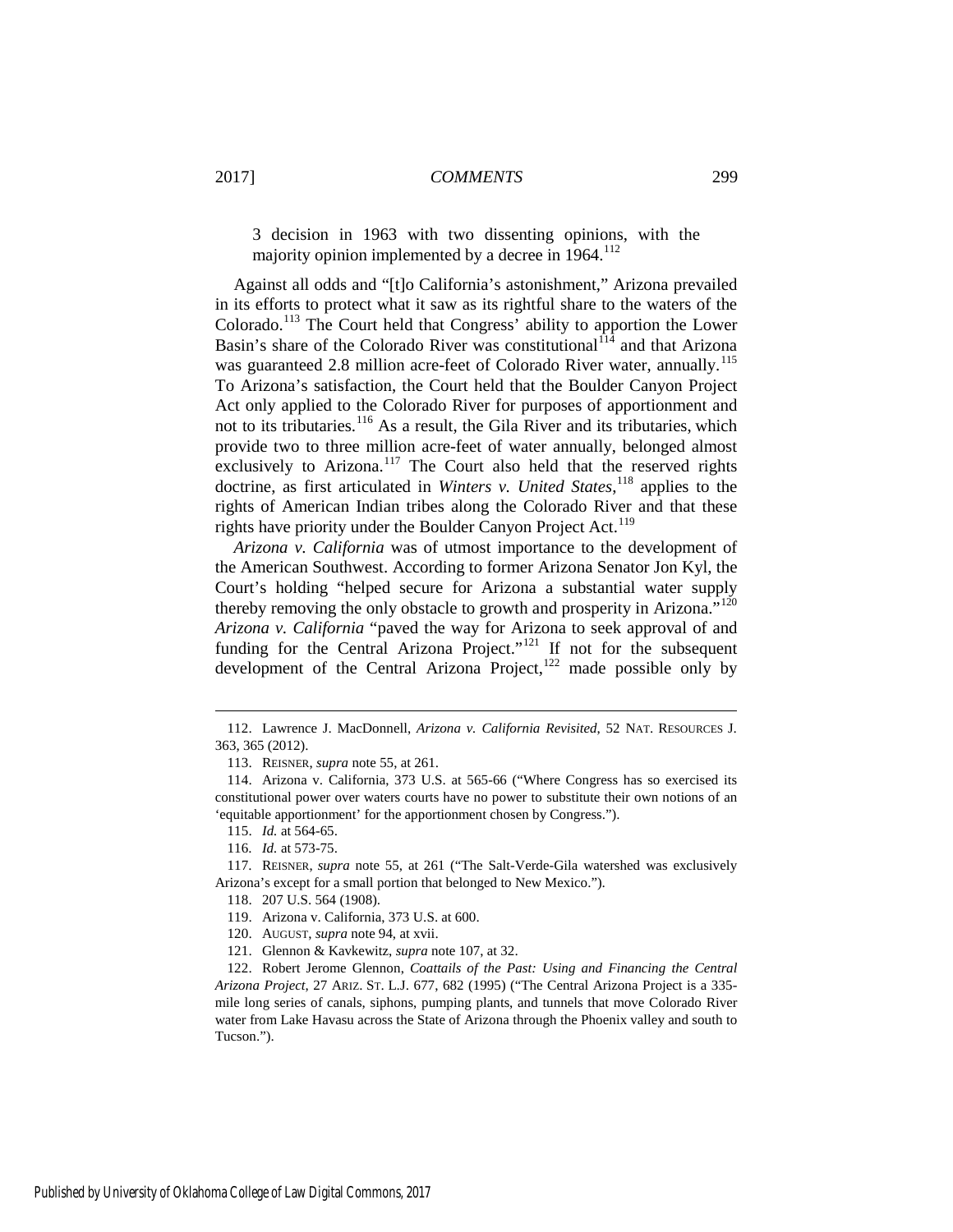3 decision in 1963 with two dissenting opinions, with the majority opinion implemented by a decree in 1964.[112]

Against all odds and "[t]o California's astonishment," Arizona prevailed in its efforts to protect what it saw as its rightful share to the waters of the Colorado.[113] The Court held that Congress' ability to apportion the Lower Basin's share of the Colorado River was constitutional[114] and that Arizona was guaranteed 2.8 million acre-feet of Colorado River water, annually.[115] To Arizona's satisfaction, the Court held that the Boulder Canyon Project Act only applied to the Colorado River for purposes of apportionment and not to its tributaries.[116] As a result, the Gila River and its tributaries, which provide two to three million acre-feet of water annually, belonged almost exclusively to Arizona.[117] The Court also held that the reserved rights doctrine, as first articulated in *Winters v. United States*,[118] applies to the rights of American Indian tribes along the Colorado River and that these rights have priority under the Boulder Canyon Project Act.[119]

*Arizona v. California* was of utmost importance to the development of the American Southwest. According to former Arizona Senator Jon Kyl, the Court's holding "helped secure for Arizona a substantial water supply thereby removing the only obstacle to growth and prosperity in Arizona."[120] *Arizona v. California* "paved the way for Arizona to seek approval of and funding for the Central Arizona Project."[121] If not for the subsequent development of the Central Arizona Project,[122] made possible only by

---

112. Lawrence J. MacDonnell, *Arizona v. California Revisited*, 52 NAT. RESOURCES J. 363, 365 (2012).

113. REISNER, *supra* note 55, at 261.

114. Arizona v. California, 373 U.S. at 565-66 ("Where Congress has so exercised its constitutional power over waters courts have no power to substitute their own notions of an 'equitable apportionment' for the apportionment chosen by Congress.").

115. *Id.* at 564-65.

116. *Id.* at 573-75.

117. REISNER, *supra* note 55, at 261 ("The Salt-Verde-Gila watershed was exclusively Arizona's except for a small portion that belonged to New Mexico.").

118. 207 U.S. 564 (1908).

119. Arizona v. California, 373 U.S. at 600.

120. AUGUST, *supra* note 94, at xvii.

121. Glennon & Kavkewitz, *supra* note 107, at 32.

122. Robert Jerome Glennon, *Coattails of the Past: Using and Financing the Central Arizona Project*, 27 ARIZ. ST. L.J. 677, 682 (1995) ("The Central Arizona Project is a 335-mile long series of canals, siphons, pumping plants, and tunnels that move Colorado River water from Lake Havasu across the State of Arizona through the Phoenix valley and south to Tucson.").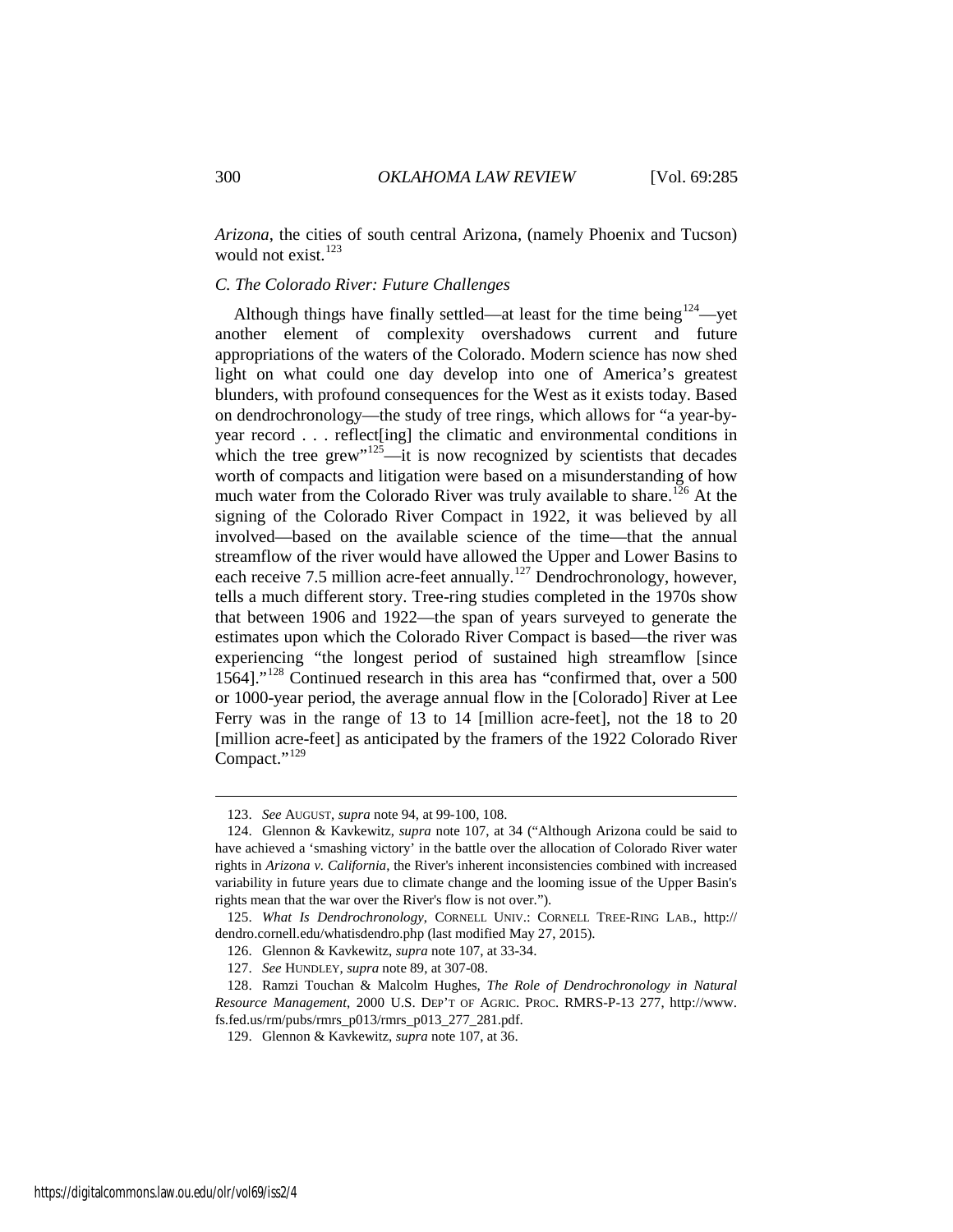*Arizona*, the cities of south central Arizona, (namely Phoenix and Tucson) would not exist.[123]

### *C. The Colorado River: Future Challenges*

Although things have finally settled—at least for the time being[124]—yet another element of complexity overshadows current and future appropriations of the waters of the Colorado. Modern science has now shed light on what could one day develop into one of America's greatest blunders, with profound consequences for the West as it exists today. Based on dendrochronology—the study of tree rings, which allows for "a year-by-year record . . . reflect[ing] the climatic and environmental conditions in which the tree grew"[125]—it is now recognized by scientists that decades worth of compacts and litigation were based on a misunderstanding of how much water from the Colorado River was truly available to share.[126] At the signing of the Colorado River Compact in 1922, it was believed by all involved—based on the available science of the time—that the annual streamflow of the river would have allowed the Upper and Lower Basins to each receive 7.5 million acre-feet annually.[127] Dendrochronology, however, tells a much different story. Tree-ring studies completed in the 1970s show that between 1906 and 1922—the span of years surveyed to generate the estimates upon which the Colorado River Compact is based—the river was experiencing "the longest period of sustained high streamflow [since 1564]."[128] Continued research in this area has "confirmed that, over a 500 or 1000-year period, the average annual flow in the [Colorado] River at Lee Ferry was in the range of 13 to 14 [million acre-feet], not the 18 to 20 [million acre-feet] as anticipated by the framers of the 1922 Colorado River Compact."[129]

---

123. *See* AUGUST, *supra* note 94, at 99-100, 108.

124. Glennon & Kavkewitz, *supra* note 107, at 34 ("Although Arizona could be said to have achieved a 'smashing victory' in the battle over the allocation of Colorado River water rights in *Arizona v. California*, the River's inherent inconsistencies combined with increased variability in future years due to climate change and the looming issue of the Upper Basin's rights mean that the war over the River's flow is not over.").

125. *What Is Dendrochronology*, CORNELL UNIV.: CORNELL TREE-RING LAB., http://dendro.cornell.edu/whatisdendro.php (last modified May 27, 2015).

126. Glennon & Kavkewitz, *supra* note 107, at 33-34.

127. *See* HUNDLEY, *supra* note 89, at 307-08.

128. Ramzi Touchan & Malcolm Hughes, *The Role of Dendrochronology in Natural Resource Management*, 2000 U.S. DEP'T OF AGRIC. PROC. RMRS-P-13 277, http://www.fs.fed.us/rm/pubs/rmrs_p013/rmrs_p013_277_281.pdf.

129. Glennon & Kavkewitz, *supra* note 107, at 36.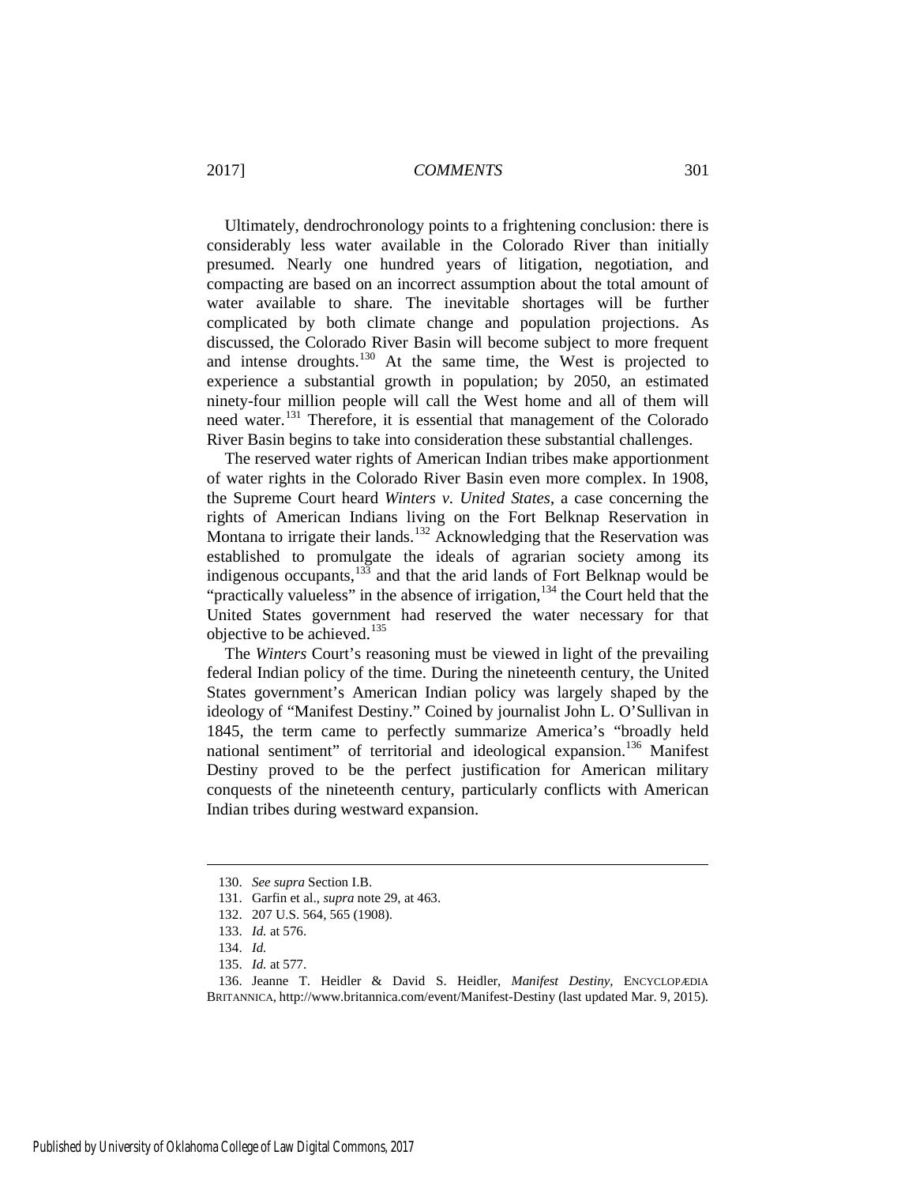Ultimately, dendrochronology points to a frightening conclusion: there is considerably less water available in the Colorado River than initially presumed. Nearly one hundred years of litigation, negotiation, and compacting are based on an incorrect assumption about the total amount of water available to share. The inevitable shortages will be further complicated by both climate change and population projections. As discussed, the Colorado River Basin will become subject to more frequent and intense droughts.[130] At the same time, the West is projected to experience a substantial growth in population; by 2050, an estimated ninety-four million people will call the West home and all of them will need water.[131] Therefore, it is essential that management of the Colorado River Basin begins to take into consideration these substantial challenges.

The reserved water rights of American Indian tribes make apportionment of water rights in the Colorado River Basin even more complex. In 1908, the Supreme Court heard *Winters v. United States*, a case concerning the rights of American Indians living on the Fort Belknap Reservation in Montana to irrigate their lands.[132] Acknowledging that the Reservation was established to promulgate the ideals of agrarian society among its indigenous occupants,[133] and that the arid lands of Fort Belknap would be "practically valueless" in the absence of irrigation,[134] the Court held that the United States government had reserved the water necessary for that objective to be achieved.[135]

The *Winters* Court's reasoning must be viewed in light of the prevailing federal Indian policy of the time. During the nineteenth century, the United States government's American Indian policy was largely shaped by the ideology of "Manifest Destiny." Coined by journalist John L. O'Sullivan in 1845, the term came to perfectly summarize America's "broadly held national sentiment" of territorial and ideological expansion.[136] Manifest Destiny proved to be the perfect justification for American military conquests of the nineteenth century, particularly conflicts with American Indian tribes during westward expansion.

---

130. *See supra* Section I.B.

131. Garfin et al., *supra* note 29, at 463.

132. 207 U.S. 564, 565 (1908).

133. *Id.* at 576.

134. *Id.*

135. *Id.* at 577.

136. Jeanne T. Heidler & David S. Heidler, *Manifest Destiny*, ENCYCLOPÆDIA BRITANNICA, http://www.britannica.com/event/Manifest-Destiny (last updated Mar. 9, 2015).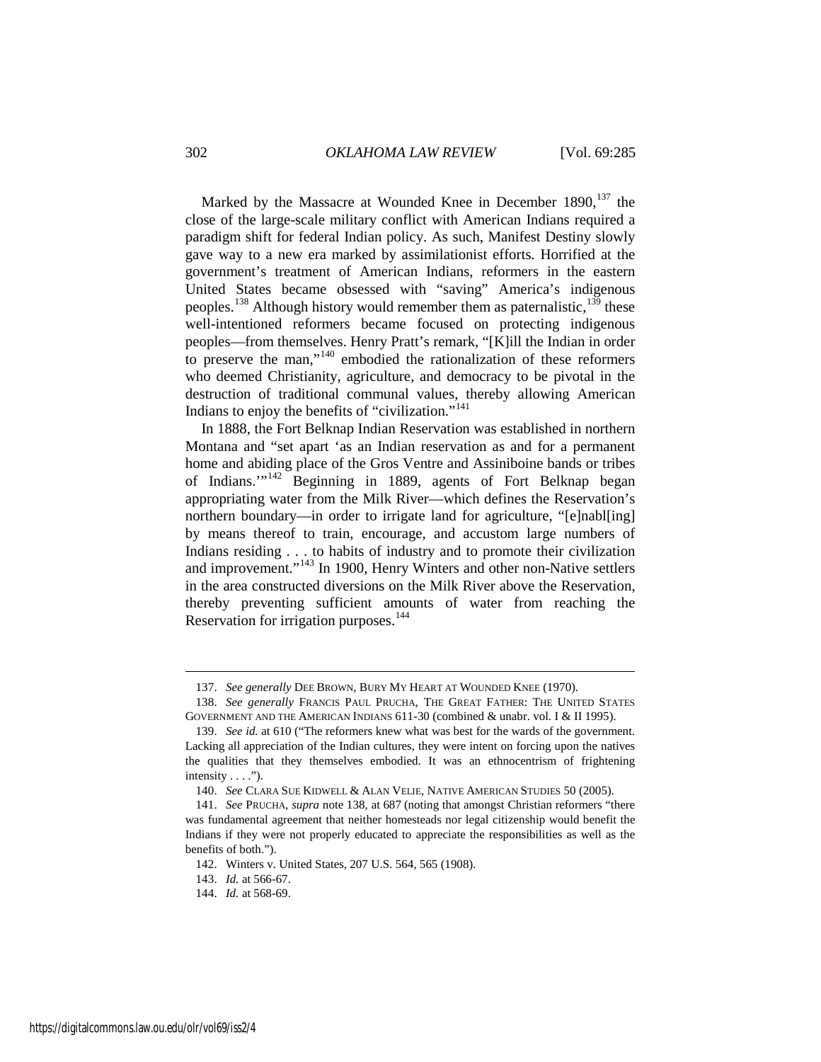Marked by the Massacre at Wounded Knee in December 1890,[137] the close of the large-scale military conflict with American Indians required a paradigm shift for federal Indian policy. As such, Manifest Destiny slowly gave way to a new era marked by assimilationist efforts. Horrified at the government's treatment of American Indians, reformers in the eastern United States became obsessed with "saving" America's indigenous peoples.[138] Although history would remember them as paternalistic,[139] these well-intentioned reformers became focused on protecting indigenous peoples—from themselves. Henry Pratt's remark, "[K]ill the Indian in order to preserve the man,"[140] embodied the rationalization of these reformers who deemed Christianity, agriculture, and democracy to be pivotal in the destruction of traditional communal values, thereby allowing American Indians to enjoy the benefits of "civilization."[141]

In 1888, the Fort Belknap Indian Reservation was established in northern Montana and "set apart 'as an Indian reservation as and for a permanent home and abiding place of the Gros Ventre and Assiniboine bands or tribes of Indians.'"[142] Beginning in 1889, agents of Fort Belknap began appropriating water from the Milk River—which defines the Reservation's northern boundary—in order to irrigate land for agriculture, "[e]nabl[ing] by means thereof to train, encourage, and accustom large numbers of Indians residing . . . to habits of industry and to promote their civilization and improvement."[143] In 1900, Henry Winters and other non-Native settlers in the area constructed diversions on the Milk River above the Reservation, thereby preventing sufficient amounts of water from reaching the Reservation for irrigation purposes.[144]

---

137. *See generally* DEE BROWN, BURY MY HEART AT WOUNDED KNEE (1970).

138. *See generally* FRANCIS PAUL PRUCHA, THE GREAT FATHER: THE UNITED STATES GOVERNMENT AND THE AMERICAN INDIANS 611-30 (combined & unabr. vol. I & II 1995).

139. *See id.* at 610 ("The reformers knew what was best for the wards of the government. Lacking all appreciation of the Indian cultures, they were intent on forcing upon the natives the qualities that they themselves embodied. It was an ethnocentrism of frightening intensity . . . .").

140. *See* CLARA SUE KIDWELL & ALAN VELIE, NATIVE AMERICAN STUDIES 50 (2005).

141. *See* PRUCHA, *supra* note 138, at 687 (noting that amongst Christian reformers "there was fundamental agreement that neither homesteads nor legal citizenship would benefit the Indians if they were not properly educated to appreciate the responsibilities as well as the benefits of both.").

142. Winters v. United States, 207 U.S. 564, 565 (1908).

143. *Id.* at 566-67.

144. *Id.* at 568-69.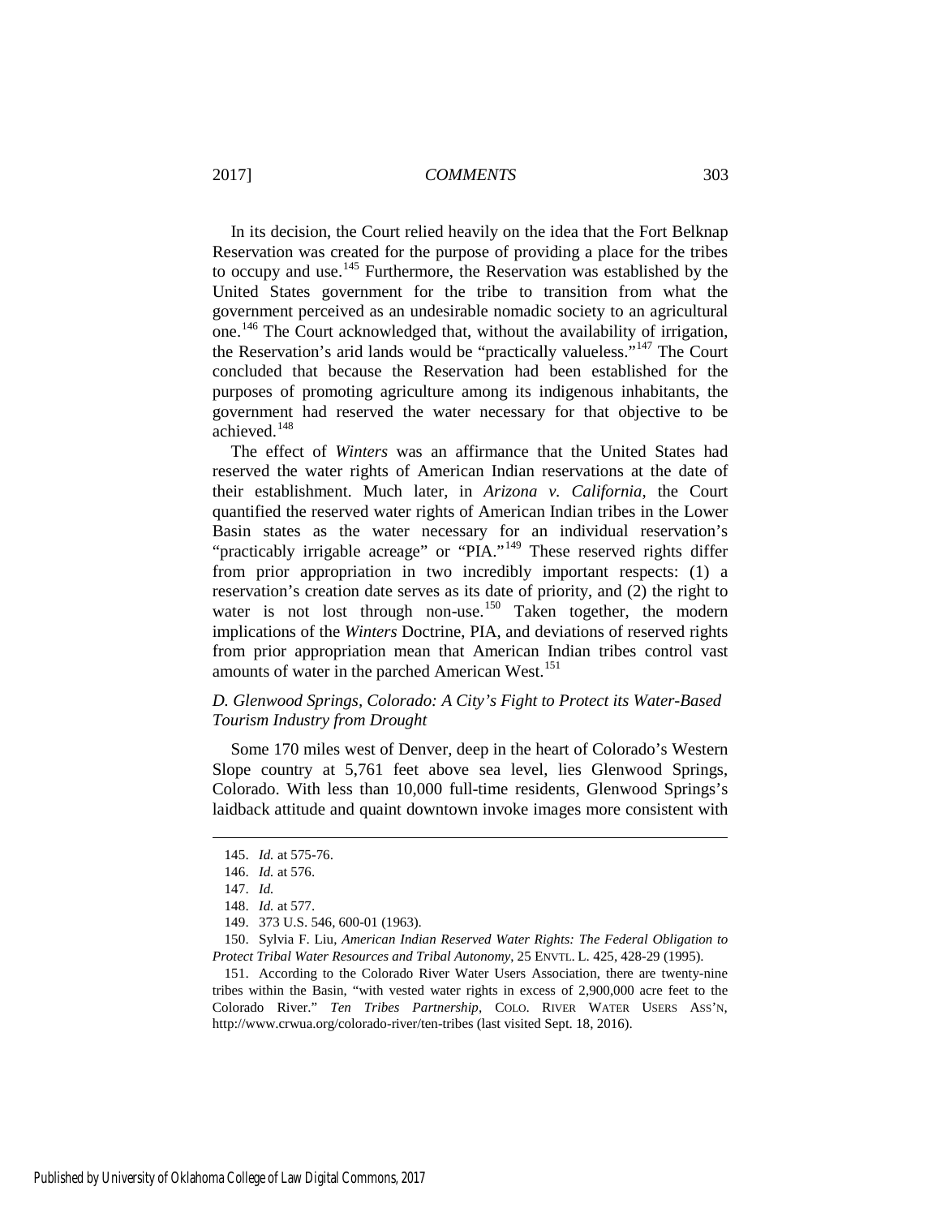In its decision, the Court relied heavily on the idea that the Fort Belknap Reservation was created for the purpose of providing a place for the tribes to occupy and use.[145] Furthermore, the Reservation was established by the United States government for the tribe to transition from what the government perceived as an undesirable nomadic society to an agricultural one.[146] The Court acknowledged that, without the availability of irrigation, the Reservation's arid lands would be "practically valueless."[147] The Court concluded that because the Reservation had been established for the purposes of promoting agriculture among its indigenous inhabitants, the government had reserved the water necessary for that objective to be achieved.[148]

The effect of *Winters* was an affirmance that the United States had reserved the water rights of American Indian reservations at the date of their establishment. Much later, in *Arizona v. California*, the Court quantified the reserved water rights of American Indian tribes in the Lower Basin states as the water necessary for an individual reservation's "practicably irrigable acreage" or "PIA."[149] These reserved rights differ from prior appropriation in two incredibly important respects: (1) a reservation's creation date serves as its date of priority, and (2) the right to water is not lost through non-use.[150] Taken together, the modern implications of the *Winters* Doctrine, PIA, and deviations of reserved rights from prior appropriation mean that American Indian tribes control vast amounts of water in the parched American West.[151]

### *D. Glenwood Springs, Colorado: A City's Fight to Protect its Water-Based Tourism Industry from Drought*

Some 170 miles west of Denver, deep in the heart of Colorado's Western Slope country at 5,761 feet above sea level, lies Glenwood Springs, Colorado. With less than 10,000 full-time residents, Glenwood Springs's laidback attitude and quaint downtown invoke images more consistent with

---

145. *Id.* at 575-76.

146. *Id.* at 576.

147. *Id.*

148. *Id.* at 577.

149. 373 U.S. 546, 600-01 (1963).

150. Sylvia F. Liu, *American Indian Reserved Water Rights: The Federal Obligation to Protect Tribal Water Resources and Tribal Autonomy*, 25 ENVTL. L. 425, 428-29 (1995).

151. According to the Colorado River Water Users Association, there are twenty-nine tribes within the Basin, "with vested water rights in excess of 2,900,000 acre feet to the Colorado River." *Ten Tribes Partnership*, COLO. RIVER WATER USERS ASS'N, http://www.crwua.org/colorado-river/ten-tribes (last visited Sept. 18, 2016).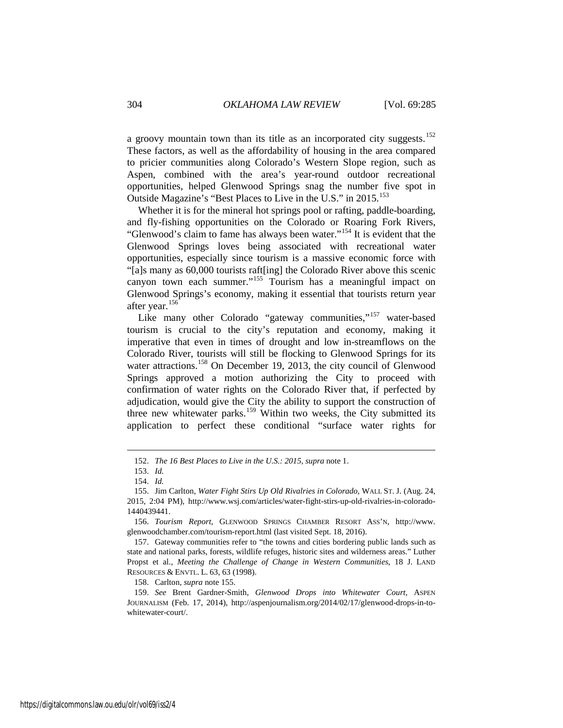a groovy mountain town than its title as an incorporated city suggests.[152] These factors, as well as the affordability of housing in the area compared to pricier communities along Colorado's Western Slope region, such as Aspen, combined with the area's year-round outdoor recreational opportunities, helped Glenwood Springs snag the number five spot in Outside Magazine's "Best Places to Live in the U.S." in 2015.[153]

Whether it is for the mineral hot springs pool or rafting, paddle-boarding, and fly-fishing opportunities on the Colorado or Roaring Fork Rivers, "Glenwood's claim to fame has always been water."[154] It is evident that the Glenwood Springs loves being associated with recreational water opportunities, especially since tourism is a massive economic force with "[a]s many as 60,000 tourists raft[ing] the Colorado River above this scenic canyon town each summer."[155] Tourism has a meaningful impact on Glenwood Springs's economy, making it essential that tourists return year after year.[156]

Like many other Colorado "gateway communities,"[157] water-based tourism is crucial to the city's reputation and economy, making it imperative that even in times of drought and low in-streamflows on the Colorado River, tourists will still be flocking to Glenwood Springs for its water attractions.[158] On December 19, 2013, the city council of Glenwood Springs approved a motion authorizing the City to proceed with confirmation of water rights on the Colorado River that, if perfected by adjudication, would give the City the ability to support the construction of three new whitewater parks.[159] Within two weeks, the City submitted its application to perfect these conditional "surface water rights for

---

152. *The 16 Best Places to Live in the U.S.: 2015*, *supra* note 1.

153. *Id.*

154. *Id.*

155. Jim Carlton, *Water Fight Stirs Up Old Rivalries in Colorado*, WALL ST. J. (Aug. 24, 2015, 2:04 PM), http://www.wsj.com/articles/water-fight-stirs-up-old-rivalries-in-colorado-1440439441.

156. *Tourism Report*, GLENWOOD SPRINGS CHAMBER RESORT ASS'N, http://www.glenwoodchamber.com/tourism-report.html (last visited Sept. 18, 2016).

157. Gateway communities refer to "the towns and cities bordering public lands such as state and national parks, forests, wildlife refuges, historic sites and wilderness areas." Luther Propst et al., *Meeting the Challenge of Change in Western Communities*, 18 J. LAND RESOURCES & ENVTL. L. 63, 63 (1998).

158. Carlton, *supra* note 155.

159. *See* Brent Gardner-Smith, *Glenwood Drops into Whitewater Court*, ASPEN JOURNALISM (Feb. 17, 2014), http://aspenjournalism.org/2014/02/17/glenwood-drops-in-to-whitewater-court/.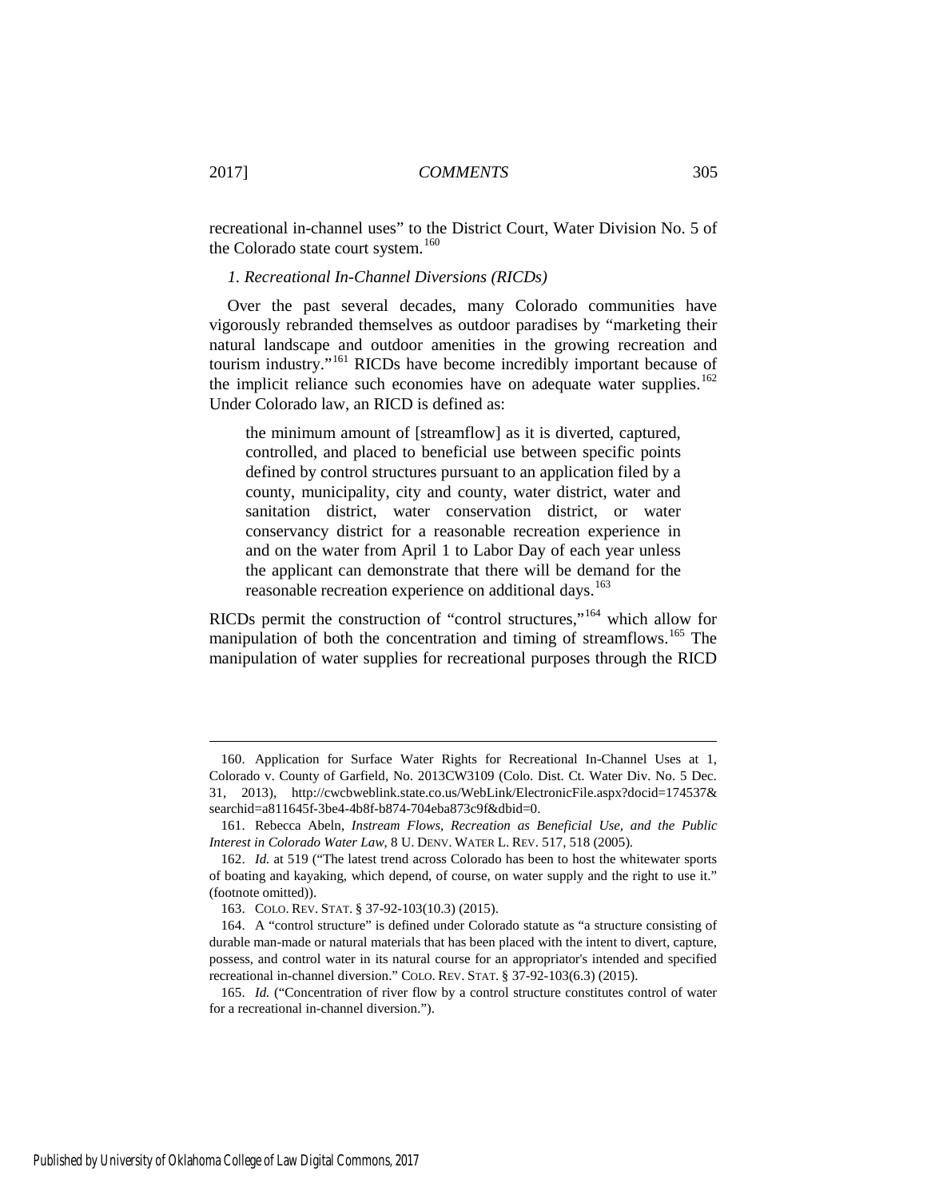recreational in-channel uses" to the District Court, Water Division No. 5 of the Colorado state court system.[160]

### *1. Recreational In-Channel Diversions (RICDs)*

Over the past several decades, many Colorado communities have vigorously rebranded themselves as outdoor paradises by "marketing their natural landscape and outdoor amenities in the growing recreation and tourism industry."[161] RICDs have become incredibly important because of the implicit reliance such economies have on adequate water supplies.[162] Under Colorado law, an RICD is defined as:

> the minimum amount of [streamflow] as it is diverted, captured, controlled, and placed to beneficial use between specific points defined by control structures pursuant to an application filed by a county, municipality, city and county, water district, water and sanitation district, water conservation district, or water conservancy district for a reasonable recreation experience in and on the water from April 1 to Labor Day of each year unless the applicant can demonstrate that there will be demand for the reasonable recreation experience on additional days.[163]

RICDs permit the construction of "control structures,"[164] which allow for manipulation of both the concentration and timing of streamflows.[165] The manipulation of water supplies for recreational purposes through the RICD

---

160. Application for Surface Water Rights for Recreational In-Channel Uses at 1, Colorado v. County of Garfield, No. 2013CW3109 (Colo. Dist. Ct. Water Div. No. 5 Dec. 31, 2013), http://cwcbweblink.state.co.us/WebLink/ElectronicFile.aspx?docid=174537&searchid=a811645f-3be4-4b8f-b874-704eba873c9f&dbid=0.

161. Rebecca Abeln, *Instream Flows, Recreation as Beneficial Use, and the Public Interest in Colorado Water Law*, 8 U. DENV. WATER L. REV. 517, 518 (2005).

162. *Id.* at 519 ("The latest trend across Colorado has been to host the whitewater sports of boating and kayaking, which depend, of course, on water supply and the right to use it." (footnote omitted)).

163. COLO. REV. STAT. § 37-92-103(10.3) (2015).

164. A "control structure" is defined under Colorado statute as "a structure consisting of durable man-made or natural materials that has been placed with the intent to divert, capture, possess, and control water in its natural course for an appropriator's intended and specified recreational in-channel diversion." COLO. REV. STAT. § 37-92-103(6.3) (2015).

165. *Id.* ("Concentration of river flow by a control structure constitutes control of water for a recreational in-channel diversion.").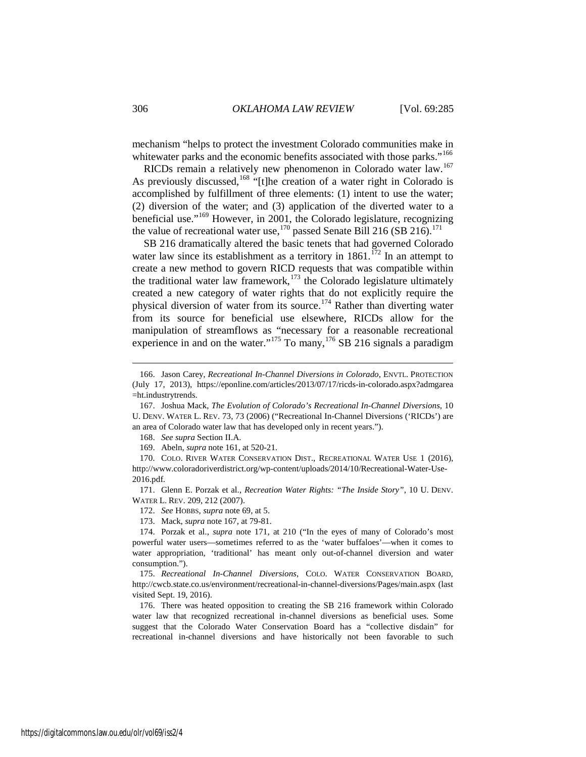mechanism "helps to protect the investment Colorado communities make in whitewater parks and the economic benefits associated with those parks."[166]

RICDs remain a relatively new phenomenon in Colorado water law.[167] As previously discussed,[168] "[t]he creation of a water right in Colorado is accomplished by fulfillment of three elements: (1) intent to use the water; (2) diversion of the water; and (3) application of the diverted water to a beneficial use."[169] However, in 2001, the Colorado legislature, recognizing the value of recreational water use,[170] passed Senate Bill 216 (SB 216).[171]

SB 216 dramatically altered the basic tenets that had governed Colorado water law since its establishment as a territory in 1861.[172] In an attempt to create a new method to govern RICD requests that was compatible within the traditional water law framework,[173] the Colorado legislature ultimately created a new category of water rights that do not explicitly require the physical diversion of water from its source.[174] Rather than diverting water from its source for beneficial use elsewhere, RICDs allow for the manipulation of streamflows as "necessary for a reasonable recreational experience in and on the water."[175] To many,[176] SB 216 signals a paradigm

---

166. Jason Carey, *Recreational In-Channel Diversions in Colorado*, ENVTL. PROTECTION (July 17, 2013), https://eponline.com/articles/2013/07/17/ricds-in-colorado.aspx?admgarea=ht.industrytrends.

167. Joshua Mack, *The Evolution of Colorado's Recreational In-Channel Diversions*, 10 U. DENV. WATER L. REV. 73, 73 (2006) ("Recreational In-Channel Diversions ('RICDs') are an area of Colorado water law that has developed only in recent years.").

168. *See supra* Section II.A.

169. Abeln, *supra* note 161, at 520-21.

170. COLO. RIVER WATER CONSERVATION DIST., RECREATIONAL WATER USE 1 (2016), http://www.coloradoriverdistrict.org/wp-content/uploads/2014/10/Recreational-Water-Use-2016.pdf.

171. Glenn E. Porzak et al., *Recreation Water Rights: "The Inside Story"*, 10 U. DENV. WATER L. REV. 209, 212 (2007).

172. *See* HOBBS, *supra* note 69, at 5.

173. Mack, *supra* note 167, at 79-81.

174. Porzak et al., *supra* note 171, at 210 ("In the eyes of many of Colorado's most powerful water users—sometimes referred to as the 'water buffaloes'—when it comes to water appropriation, 'traditional' has meant only out-of-channel diversion and water consumption.").

175. *Recreational In-Channel Diversions*, COLO. WATER CONSERVATION BOARD, http://cwcb.state.co.us/environment/recreational-in-channel-diversions/Pages/main.aspx (last visited Sept. 19, 2016).

176. There was heated opposition to creating the SB 216 framework within Colorado water law that recognized recreational in-channel diversions as beneficial uses. Some suggest that the Colorado Water Conservation Board has a "collective disdain" for recreational in-channel diversions and have historically not been favorable to such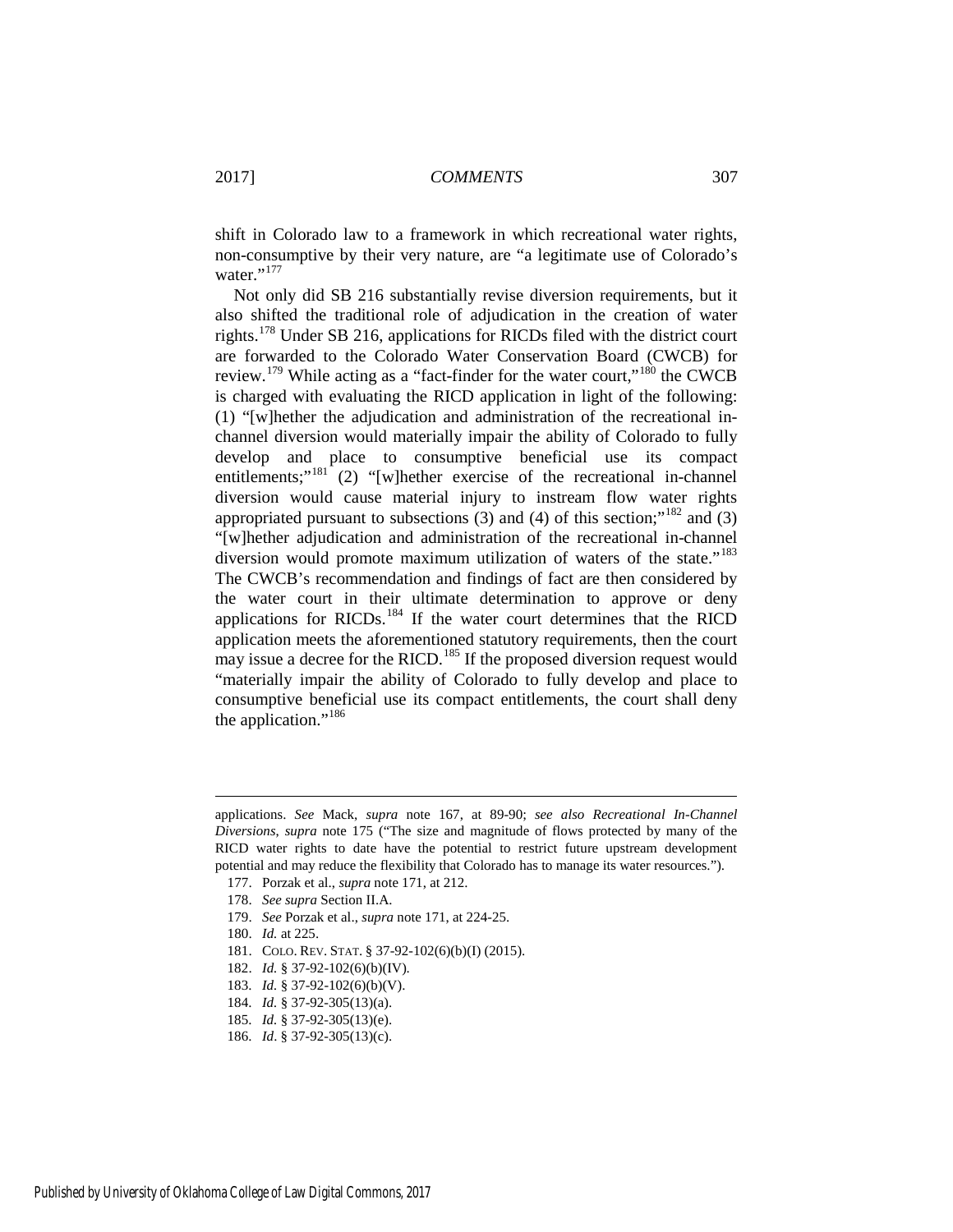shift in Colorado law to a framework in which recreational water rights, non-consumptive by their very nature, are "a legitimate use of Colorado's water."[177]

Not only did SB 216 substantially revise diversion requirements, but it also shifted the traditional role of adjudication in the creation of water rights.[178] Under SB 216, applications for RICDs filed with the district court are forwarded to the Colorado Water Conservation Board (CWCB) for review.[179] While acting as a "fact-finder for the water court,"[180] the CWCB is charged with evaluating the RICD application in light of the following: (1) "[w]hether the adjudication and administration of the recreational in-channel diversion would materially impair the ability of Colorado to fully develop and place to consumptive beneficial use its compact entitlements;"[181] (2) "[w]hether exercise of the recreational in-channel diversion would cause material injury to instream flow water rights appropriated pursuant to subsections (3) and (4) of this section;"[182] and (3) "[w]hether adjudication and administration of the recreational in-channel diversion would promote maximum utilization of waters of the state."[183] The CWCB's recommendation and findings of fact are then considered by the water court in their ultimate determination to approve or deny applications for RICDs.[184] If the water court determines that the RICD application meets the aforementioned statutory requirements, then the court may issue a decree for the RICD.[185] If the proposed diversion request would "materially impair the ability of Colorado to fully develop and place to consumptive beneficial use its compact entitlements, the court shall deny the application."[186]

---

applications. *See* Mack, *supra* note 167, at 89-90; *see also Recreational In-Channel Diversions*, *supra* note 175 ("The size and magnitude of flows protected by many of the RICD water rights to date have the potential to restrict future upstream development potential and may reduce the flexibility that Colorado has to manage its water resources.").

177. Porzak et al., *supra* note 171, at 212.

178. *See supra* Section II.A.

179. *See* Porzak et al., *supra* note 171, at 224-25.

180. *Id.* at 225.

181. COLO. REV. STAT. § 37-92-102(6)(b)(I) (2015).

182. *Id.* § 37-92-102(6)(b)(IV).

183. *Id.* § 37-92-102(6)(b)(V).

184. *Id.* § 37-92-305(13)(a).

185. *Id.* § 37-92-305(13)(e).

186. *Id*. § 37-92-305(13)(c).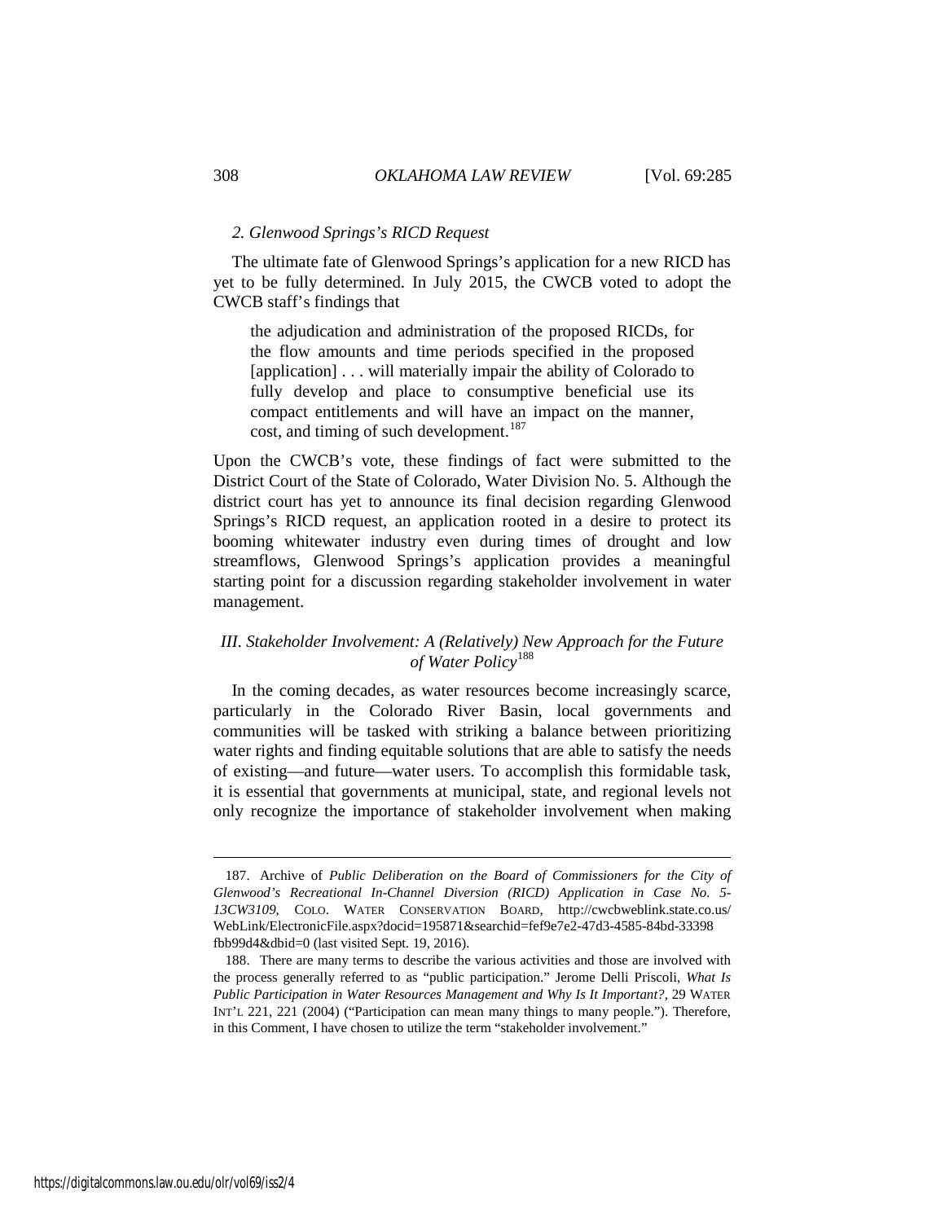### *2. Glenwood Springs's RICD Request*

The ultimate fate of Glenwood Springs's application for a new RICD has yet to be fully determined. In July 2015, the CWCB voted to adopt the CWCB staff's findings that

> the adjudication and administration of the proposed RICDs, for the flow amounts and time periods specified in the proposed [application] . . . will materially impair the ability of Colorado to fully develop and place to consumptive beneficial use its compact entitlements and will have an impact on the manner, cost, and timing of such development.[187]

Upon the CWCB's vote, these findings of fact were submitted to the District Court of the State of Colorado, Water Division No. 5. Although the district court has yet to announce its final decision regarding Glenwood Springs's RICD request, an application rooted in a desire to protect its booming whitewater industry even during times of drought and low streamflows, Glenwood Springs's application provides a meaningful starting point for a discussion regarding stakeholder involvement in water management.

## *III. Stakeholder Involvement: A (Relatively) New Approach for the Future of Water Policy*[188]

In the coming decades, as water resources become increasingly scarce, particularly in the Colorado River Basin, local governments and communities will be tasked with striking a balance between prioritizing water rights and finding equitable solutions that are able to satisfy the needs of existing—and future—water users. To accomplish this formidable task, it is essential that governments at municipal, state, and regional levels not only recognize the importance of stakeholder involvement when making

---

187. Archive of *Public Deliberation on the Board of Commissioners for the City of Glenwood's Recreational In-Channel Diversion (RICD) Application in Case No. 5-13CW3109*, COLO. WATER CONSERVATION BOARD, http://cwcbweblink.state.co.us/WebLink/ElectronicFile.aspx?docid=195871&searchid=fef9e7e2-47d3-4585-84bd-33398fbb99d4&dbid=0 (last visited Sept. 19, 2016).

188. There are many terms to describe the various activities and those are involved with the process generally referred to as "public participation." Jerome Delli Priscoli, *What Is Public Participation in Water Resources Management and Why Is It Important?*, 29 WATER INT'L 221, 221 (2004) ("Participation can mean many things to many people."). Therefore, in this Comment, I have chosen to utilize the term "stakeholder involvement."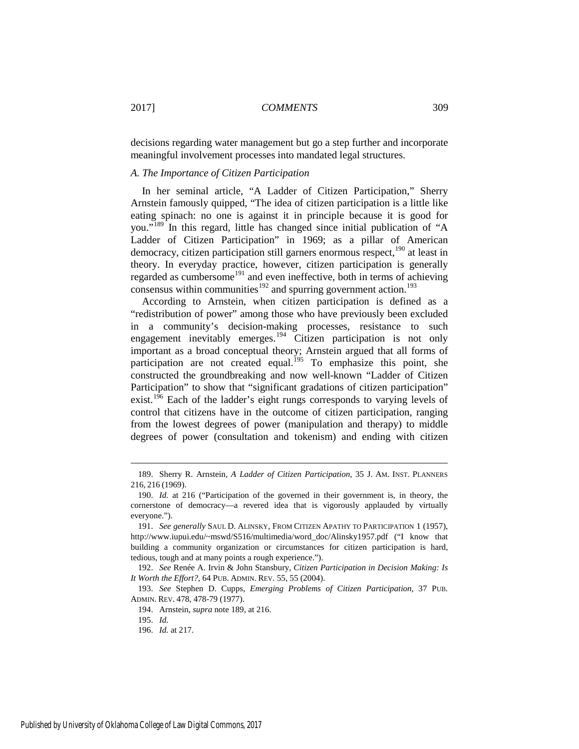decisions regarding water management but go a step further and incorporate meaningful involvement processes into mandated legal structures.

### *A. The Importance of Citizen Participation*

In her seminal article, "A Ladder of Citizen Participation," Sherry Arnstein famously quipped, "The idea of citizen participation is a little like eating spinach: no one is against it in principle because it is good for you."[189] In this regard, little has changed since initial publication of "A Ladder of Citizen Participation" in 1969; as a pillar of American democracy, citizen participation still garners enormous respect,[190] at least in theory. In everyday practice, however, citizen participation is generally regarded as cumbersome[191] and even ineffective, both in terms of achieving consensus within communities[192] and spurring government action.[193]

According to Arnstein, when citizen participation is defined as a "redistribution of power" among those who have previously been excluded in a community's decision-making processes, resistance to such engagement inevitably emerges.[194] Citizen participation is not only important as a broad conceptual theory; Arnstein argued that all forms of participation are not created equal.[195] To emphasize this point, she constructed the groundbreaking and now well-known "Ladder of Citizen Participation" to show that "significant gradations of citizen participation" exist.[196] Each of the ladder's eight rungs corresponds to varying levels of control that citizens have in the outcome of citizen participation, ranging from the lowest degrees of power (manipulation and therapy) to middle degrees of power (consultation and tokenism) and ending with citizen

---

189. Sherry R. Arnstein, *A Ladder of Citizen Participation*, 35 J. AM. INST. PLANNERS 216, 216 (1969).

190. *Id.* at 216 ("Participation of the governed in their government is, in theory, the cornerstone of democracy—a revered idea that is vigorously applauded by virtually everyone.").

191. *See generally* SAUL D. ALINSKY, FROM CITIZEN APATHY TO PARTICIPATION 1 (1957), http://www.iupui.edu/~mswd/S516/multimedia/word_doc/Alinsky1957.pdf ("I know that building a community organization or circumstances for citizen participation is hard, tedious, tough and at many points a rough experience.").

192. *See* Renée A. Irvin & John Stansbury, *Citizen Participation in Decision Making: Is It Worth the Effort?*, 64 PUB. ADMIN. REV. 55, 55 (2004).

193. *See* Stephen D. Cupps, *Emerging Problems of Citizen Participation*, 37 PUB. ADMIN. REV. 478, 478-79 (1977).

194. Arnstein, *supra* note 189, at 216.

195. *Id.*

196. *Id.* at 217.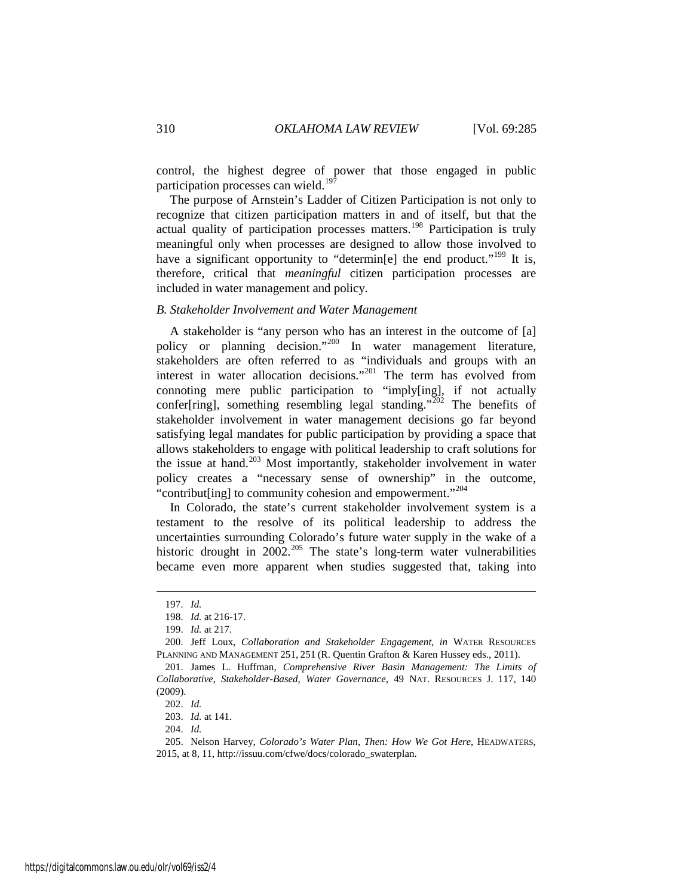control, the highest degree of power that those engaged in public participation processes can wield.[197]

The purpose of Arnstein's Ladder of Citizen Participation is not only to recognize that citizen participation matters in and of itself, but that the actual quality of participation processes matters.[198] Participation is truly meaningful only when processes are designed to allow those involved to have a significant opportunity to "determin[e] the end product."[199] It is, therefore, critical that *meaningful* citizen participation processes are included in water management and policy.

### *B. Stakeholder Involvement and Water Management*

A stakeholder is "any person who has an interest in the outcome of [a] policy or planning decision."[200] In water management literature, stakeholders are often referred to as "individuals and groups with an interest in water allocation decisions."[201] The term has evolved from connoting mere public participation to "imply[ing], if not actually confer[ring], something resembling legal standing."[202] The benefits of stakeholder involvement in water management decisions go far beyond satisfying legal mandates for public participation by providing a space that allows stakeholders to engage with political leadership to craft solutions for the issue at hand.[203] Most importantly, stakeholder involvement in water policy creates a "necessary sense of ownership" in the outcome, "contribut[ing] to community cohesion and empowerment."[204]

In Colorado, the state's current stakeholder involvement system is a testament to the resolve of its political leadership to address the uncertainties surrounding Colorado's future water supply in the wake of a historic drought in 2002.[205] The state's long-term water vulnerabilities became even more apparent when studies suggested that, taking into

---

197. *Id.*

198. *Id.* at 216-17.

199. *Id.* at 217.

200. Jeff Loux, *Collaboration and Stakeholder Engagement*, *in* WATER RESOURCES PLANNING AND MANAGEMENT 251, 251 (R. Quentin Grafton & Karen Hussey eds., 2011).

201. James L. Huffman, *Comprehensive River Basin Management: The Limits of Collaborative, Stakeholder-Based, Water Governance*, 49 NAT. RESOURCES J. 117, 140 (2009).

202. *Id.*

203. *Id.* at 141.

204. *Id.*

205. Nelson Harvey, *Colorado's Water Plan, Then: How We Got Here*, HEADWATERS, 2015, at 8, 11, http://issuu.com/cfwe/docs/colorado_swaterplan.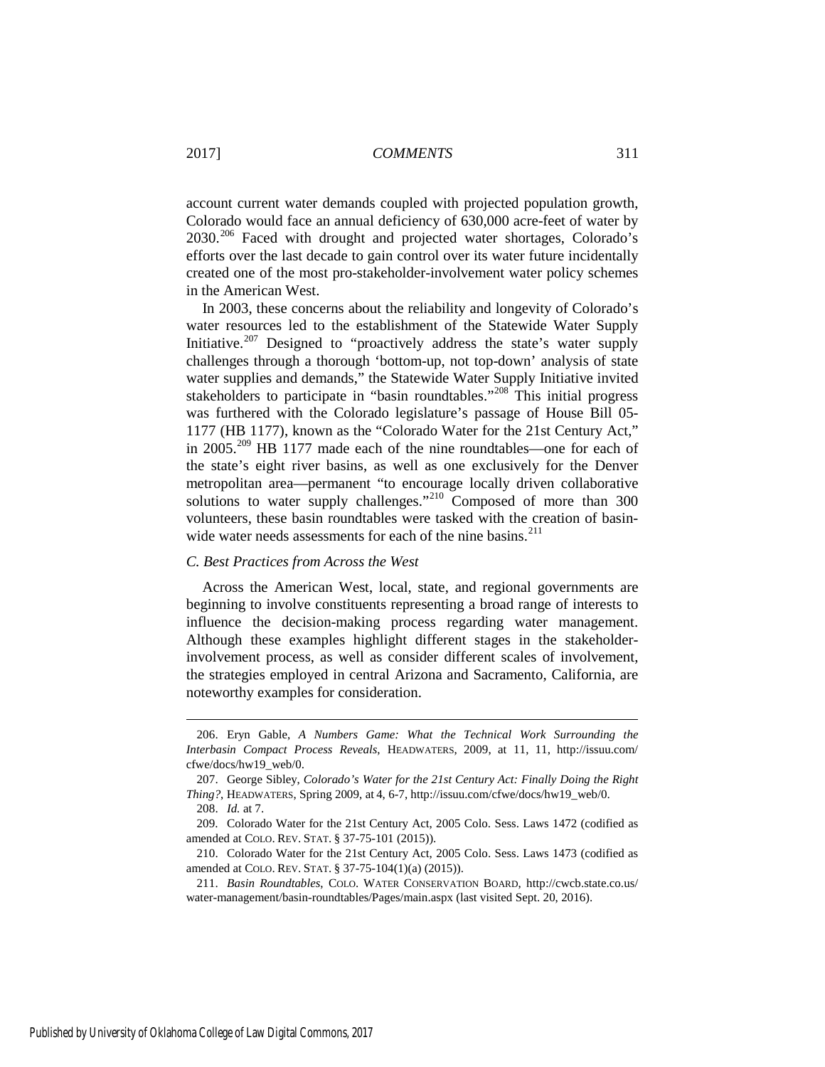account current water demands coupled with projected population growth, Colorado would face an annual deficiency of 630,000 acre-feet of water by 2030.[206] Faced with drought and projected water shortages, Colorado's efforts over the last decade to gain control over its water future incidentally created one of the most pro-stakeholder-involvement water policy schemes in the American West.

In 2003, these concerns about the reliability and longevity of Colorado's water resources led to the establishment of the Statewide Water Supply Initiative.[207] Designed to "proactively address the state's water supply challenges through a thorough 'bottom-up, not top-down' analysis of state water supplies and demands," the Statewide Water Supply Initiative invited stakeholders to participate in "basin roundtables."[208] This initial progress was furthered with the Colorado legislature's passage of House Bill 05-1177 (HB 1177), known as the "Colorado Water for the 21st Century Act," in 2005.[209] HB 1177 made each of the nine roundtables—one for each of the state's eight river basins, as well as one exclusively for the Denver metropolitan area—permanent "to encourage locally driven collaborative solutions to water supply challenges."[210] Composed of more than 300 volunteers, these basin roundtables were tasked with the creation of basin-wide water needs assessments for each of the nine basins.[211]

### *C. Best Practices from Across the West*

Across the American West, local, state, and regional governments are beginning to involve constituents representing a broad range of interests to influence the decision-making process regarding water management. Although these examples highlight different stages in the stakeholder-involvement process, as well as consider different scales of involvement, the strategies employed in central Arizona and Sacramento, California, are noteworthy examples for consideration.

---

206. Eryn Gable, *A Numbers Game: What the Technical Work Surrounding the Interbasin Compact Process Reveals*, HEADWATERS, 2009, at 11, 11, http://issuu.com/cfwe/docs/hw19_web/0.

207. George Sibley, *Colorado's Water for the 21st Century Act: Finally Doing the Right Thing?*, HEADWATERS, Spring 2009, at 4, 6-7, http://issuu.com/cfwe/docs/hw19_web/0.

208. *Id.* at 7.

209. Colorado Water for the 21st Century Act, 2005 Colo. Sess. Laws 1472 (codified as amended at COLO. REV. STAT. § 37-75-101 (2015)).

210. Colorado Water for the 21st Century Act, 2005 Colo. Sess. Laws 1473 (codified as amended at COLO. REV. STAT. § 37-75-104(1)(a) (2015)).

211. *Basin Roundtables*, COLO. WATER CONSERVATION BOARD, http://cwcb.state.co.us/water-management/basin-roundtables/Pages/main.aspx (last visited Sept. 20, 2016).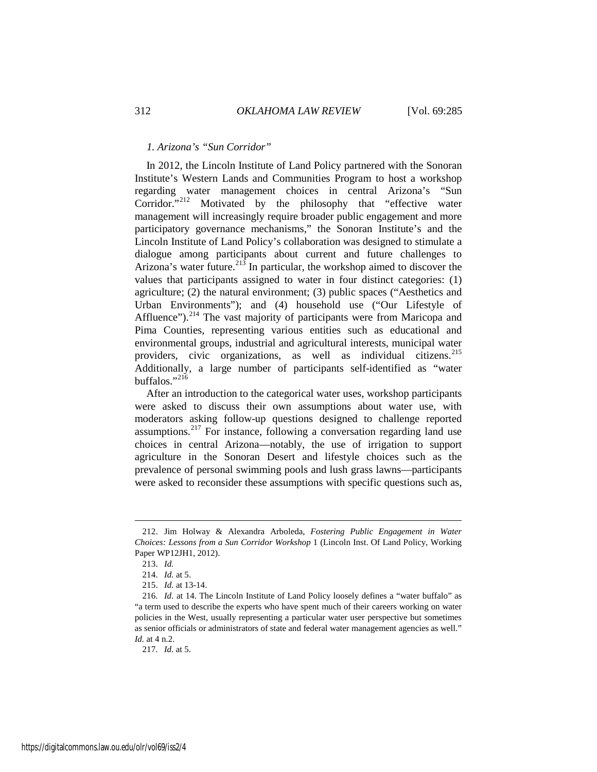### *1. Arizona's "Sun Corridor"*

In 2012, the Lincoln Institute of Land Policy partnered with the Sonoran Institute's Western Lands and Communities Program to host a workshop regarding water management choices in central Arizona's "Sun Corridor."[212] Motivated by the philosophy that "effective water management will increasingly require broader public engagement and more participatory governance mechanisms," the Sonoran Institute's and the Lincoln Institute of Land Policy's collaboration was designed to stimulate a dialogue among participants about current and future challenges to Arizona's water future.[213] In particular, the workshop aimed to discover the values that participants assigned to water in four distinct categories: (1) agriculture; (2) the natural environment; (3) public spaces ("Aesthetics and Urban Environments"); and (4) household use ("Our Lifestyle of Affluence").[214] The vast majority of participants were from Maricopa and Pima Counties, representing various entities such as educational and environmental groups, industrial and agricultural interests, municipal water providers, civic organizations, as well as individual citizens.[215] Additionally, a large number of participants self-identified as "water buffalos."[216]

After an introduction to the categorical water uses, workshop participants were asked to discuss their own assumptions about water use, with moderators asking follow-up questions designed to challenge reported assumptions.[217] For instance, following a conversation regarding land use choices in central Arizona—notably, the use of irrigation to support agriculture in the Sonoran Desert and lifestyle choices such as the prevalence of personal swimming pools and lush grass lawns—participants were asked to reconsider these assumptions with specific questions such as,

---

212. Jim Holway & Alexandra Arboleda, *Fostering Public Engagement in Water Choices: Lessons from a Sun Corridor Workshop* 1 (Lincoln Inst. Of Land Policy, Working Paper WP12JH1, 2012).

213. *Id.*

214. *Id.* at 5.

215. *Id.* at 13-14.

216. *Id.* at 14. The Lincoln Institute of Land Policy loosely defines a "water buffalo" as "a term used to describe the experts who have spent much of their careers working on water policies in the West, usually representing a particular water user perspective but sometimes as senior officials or administrators of state and federal water management agencies as well." *Id.* at 4 n.2.

217. *Id.* at 5.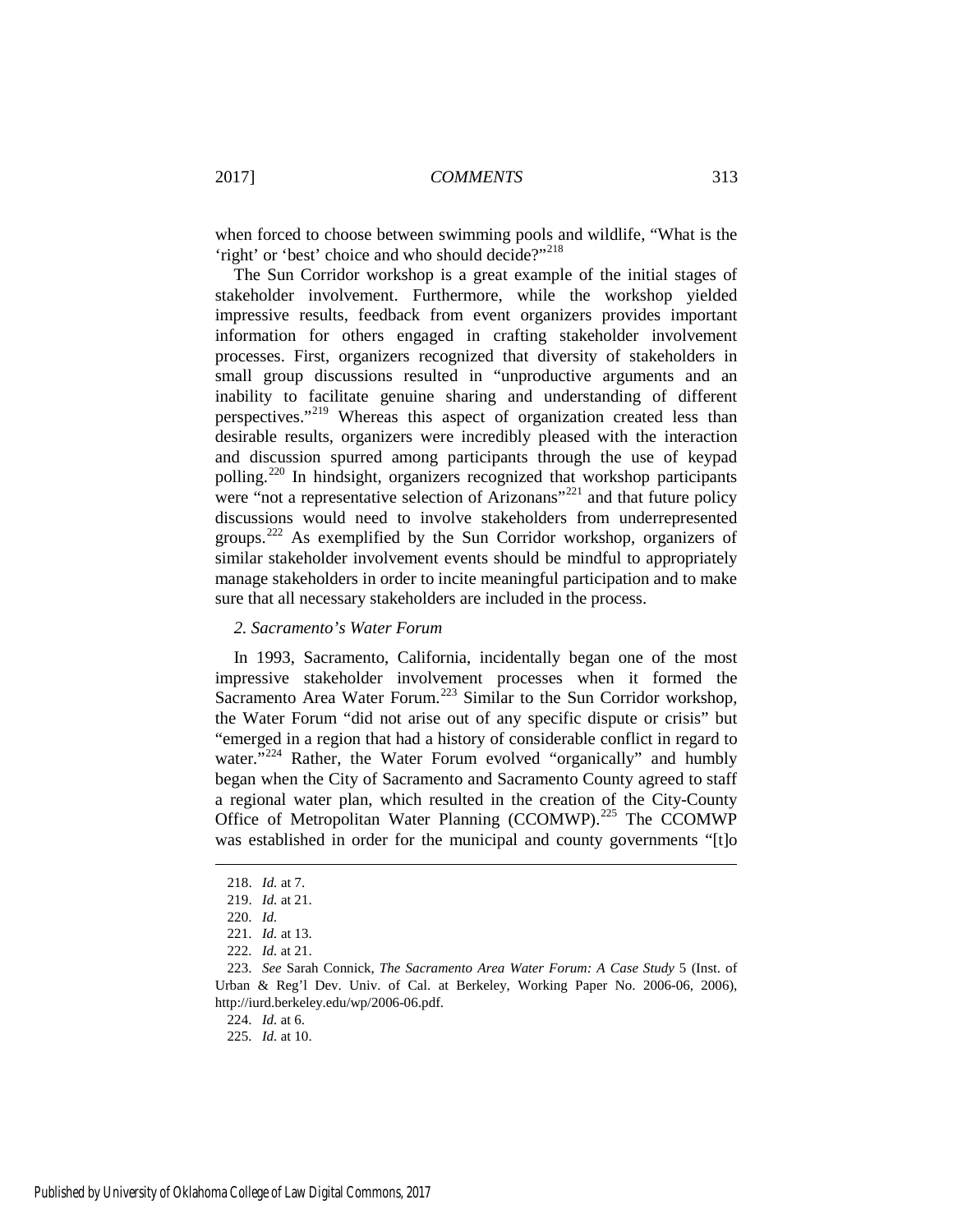when forced to choose between swimming pools and wildlife, "What is the 'right' or 'best' choice and who should decide?"[218]

The Sun Corridor workshop is a great example of the initial stages of stakeholder involvement. Furthermore, while the workshop yielded impressive results, feedback from event organizers provides important information for others engaged in crafting stakeholder involvement processes. First, organizers recognized that diversity of stakeholders in small group discussions resulted in "unproductive arguments and an inability to facilitate genuine sharing and understanding of different perspectives."[219] Whereas this aspect of organization created less than desirable results, organizers were incredibly pleased with the interaction and discussion spurred among participants through the use of keypad polling.[220] In hindsight, organizers recognized that workshop participants were "not a representative selection of Arizonans"[221] and that future policy discussions would need to involve stakeholders from underrepresented groups.[222] As exemplified by the Sun Corridor workshop, organizers of similar stakeholder involvement events should be mindful to appropriately manage stakeholders in order to incite meaningful participation and to make sure that all necessary stakeholders are included in the process.

### *2. Sacramento's Water Forum*

In 1993, Sacramento, California, incidentally began one of the most impressive stakeholder involvement processes when it formed the Sacramento Area Water Forum.[223] Similar to the Sun Corridor workshop, the Water Forum "did not arise out of any specific dispute or crisis" but "emerged in a region that had a history of considerable conflict in regard to water."[224] Rather, the Water Forum evolved "organically" and humbly began when the City of Sacramento and Sacramento County agreed to staff a regional water plan, which resulted in the creation of the City-County Office of Metropolitan Water Planning (CCOMWP).[225] The CCOMWP was established in order for the municipal and county governments "[t]o

---

218. *Id.* at 7.

219. *Id.* at 21.

220. *Id.*

221. *Id.* at 13.

222. *Id.* at 21.

223. *See* Sarah Connick, *The Sacramento Area Water Forum: A Case Study* 5 (Inst. of Urban & Reg'l Dev. Univ. of Cal. at Berkeley, Working Paper No. 2006-06, 2006), http://iurd.berkeley.edu/wp/2006-06.pdf.

224. *Id.* at 6.

225. *Id.* at 10.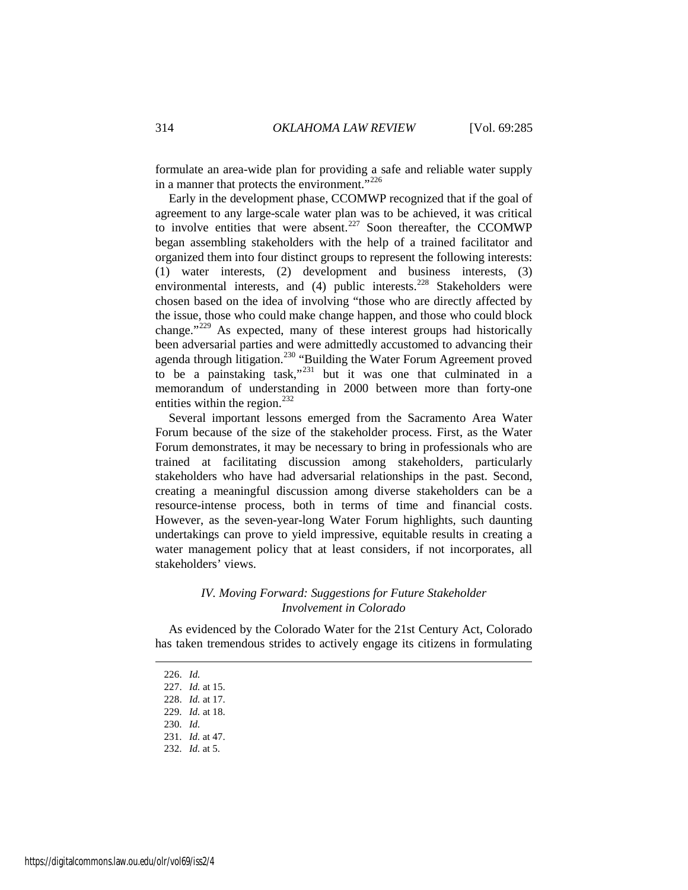formulate an area-wide plan for providing a safe and reliable water supply in a manner that protects the environment."[226]

Early in the development phase, CCOMWP recognized that if the goal of agreement to any large-scale water plan was to be achieved, it was critical to involve entities that were absent.[227] Soon thereafter, the CCOMWP began assembling stakeholders with the help of a trained facilitator and organized them into four distinct groups to represent the following interests: (1) water interests, (2) development and business interests, (3) environmental interests, and (4) public interests.[228] Stakeholders were chosen based on the idea of involving "those who are directly affected by the issue, those who could make change happen, and those who could block change."[229] As expected, many of these interest groups had historically been adversarial parties and were admittedly accustomed to advancing their agenda through litigation.[230] "Building the Water Forum Agreement proved to be a painstaking task,"[231] but it was one that culminated in a memorandum of understanding in 2000 between more than forty-one entities within the region.[232]

Several important lessons emerged from the Sacramento Area Water Forum because of the size of the stakeholder process. First, as the Water Forum demonstrates, it may be necessary to bring in professionals who are trained at facilitating discussion among stakeholders, particularly stakeholders who have had adversarial relationships in the past. Second, creating a meaningful discussion among diverse stakeholders can be a resource-intense process, both in terms of time and financial costs. However, as the seven-year-long Water Forum highlights, such daunting undertakings can prove to yield impressive, equitable results in creating a water management policy that at least considers, if not incorporates, all stakeholders' views.

### *IV. Moving Forward: Suggestions for Future Stakeholder Involvement in Colorado*

As evidenced by the Colorado Water for the 21st Century Act, Colorado has taken tremendous strides to actively engage its citizens in formulating

---

226. *Id.*
227. *Id.* at 15.
228. *Id.* at 17.
229. *Id.* at 18.
230. *Id.*
231. *Id.* at 47.
232. *Id.* at 5.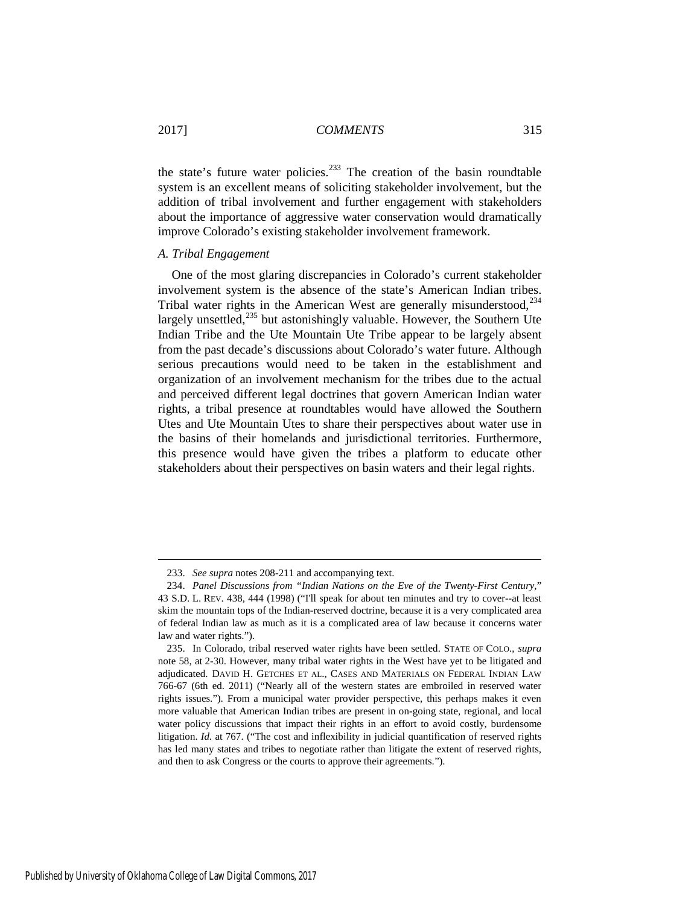the state's future water policies.[233] The creation of the basin roundtable system is an excellent means of soliciting stakeholder involvement, but the addition of tribal involvement and further engagement with stakeholders about the importance of aggressive water conservation would dramatically improve Colorado's existing stakeholder involvement framework.

### *A. Tribal Engagement*

One of the most glaring discrepancies in Colorado's current stakeholder involvement system is the absence of the state's American Indian tribes. Tribal water rights in the American West are generally misunderstood,[234] largely unsettled,[235] but astonishingly valuable. However, the Southern Ute Indian Tribe and the Ute Mountain Ute Tribe appear to be largely absent from the past decade's discussions about Colorado's water future. Although serious precautions would need to be taken in the establishment and organization of an involvement mechanism for the tribes due to the actual and perceived different legal doctrines that govern American Indian water rights, a tribal presence at roundtables would have allowed the Southern Utes and Ute Mountain Utes to share their perspectives about water use in the basins of their homelands and jurisdictional territories. Furthermore, this presence would have given the tribes a platform to educate other stakeholders about their perspectives on basin waters and their legal rights.

---

233. *See supra* notes 208-211 and accompanying text.

234. *Panel Discussions from "Indian Nations on the Eve of the Twenty-First Century,"* 43 S.D. L. REV. 438, 444 (1998) ("I'll speak for about ten minutes and try to cover--at least skim the mountain tops of the Indian-reserved doctrine, because it is a very complicated area of federal Indian law as much as it is a complicated area of law because it concerns water law and water rights.").

235. In Colorado, tribal reserved water rights have been settled. STATE OF COLO., *supra* note 58, at 2-30. However, many tribal water rights in the West have yet to be litigated and adjudicated. DAVID H. GETCHES ET AL., CASES AND MATERIALS ON FEDERAL INDIAN LAW 766-67 (6th ed. 2011) ("Nearly all of the western states are embroiled in reserved water rights issues."). From a municipal water provider perspective, this perhaps makes it even more valuable that American Indian tribes are present in on-going state, regional, and local water policy discussions that impact their rights in an effort to avoid costly, burdensome litigation. *Id.* at 767. ("The cost and inflexibility in judicial quantification of reserved rights has led many states and tribes to negotiate rather than litigate the extent of reserved rights, and then to ask Congress or the courts to approve their agreements.").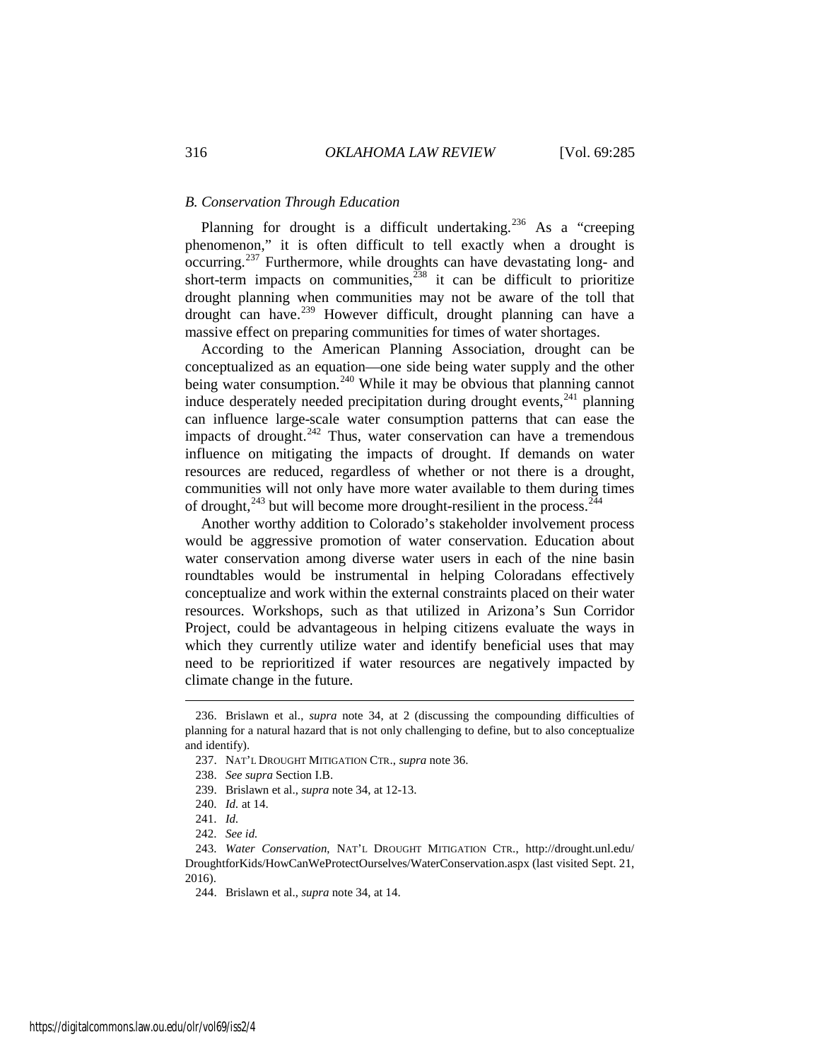### *B. Conservation Through Education*

Planning for drought is a difficult undertaking.[236] As a "creeping phenomenon," it is often difficult to tell exactly when a drought is occurring.[237] Furthermore, while droughts can have devastating long- and short-term impacts on communities,[238] it can be difficult to prioritize drought planning when communities may not be aware of the toll that drought can have.[239] However difficult, drought planning can have a massive effect on preparing communities for times of water shortages.

According to the American Planning Association, drought can be conceptualized as an equation—one side being water supply and the other being water consumption.[240] While it may be obvious that planning cannot induce desperately needed precipitation during drought events,[241] planning can influence large-scale water consumption patterns that can ease the impacts of drought.[242] Thus, water conservation can have a tremendous influence on mitigating the impacts of drought. If demands on water resources are reduced, regardless of whether or not there is a drought, communities will not only have more water available to them during times of drought,[243] but will become more drought-resilient in the process.[244]

Another worthy addition to Colorado's stakeholder involvement process would be aggressive promotion of water conservation. Education about water conservation among diverse water users in each of the nine basin roundtables would be instrumental in helping Coloradans effectively conceptualize and work within the external constraints placed on their water resources. Workshops, such as that utilized in Arizona's Sun Corridor Project, could be advantageous in helping citizens evaluate the ways in which they currently utilize water and identify beneficial uses that may need to be reprioritized if water resources are negatively impacted by climate change in the future.

---

236. Brislawn et al., *supra* note 34, at 2 (discussing the compounding difficulties of planning for a natural hazard that is not only challenging to define, but to also conceptualize and identify).

237. NAT'L DROUGHT MITIGATION CTR., *supra* note 36.

238. *See supra* Section I.B.

239. Brislawn et al., *supra* note 34, at 12-13.

240. *Id.* at 14.

241. *Id.*

242. *See id.*

243. *Water Conservation*, NAT'L DROUGHT MITIGATION CTR., http://drought.unl.edu/DroughtforKids/HowCanWeProtectOurselves/WaterConservation.aspx (last visited Sept. 21, 2016).

244. Brislawn et al., *supra* note 34, at 14.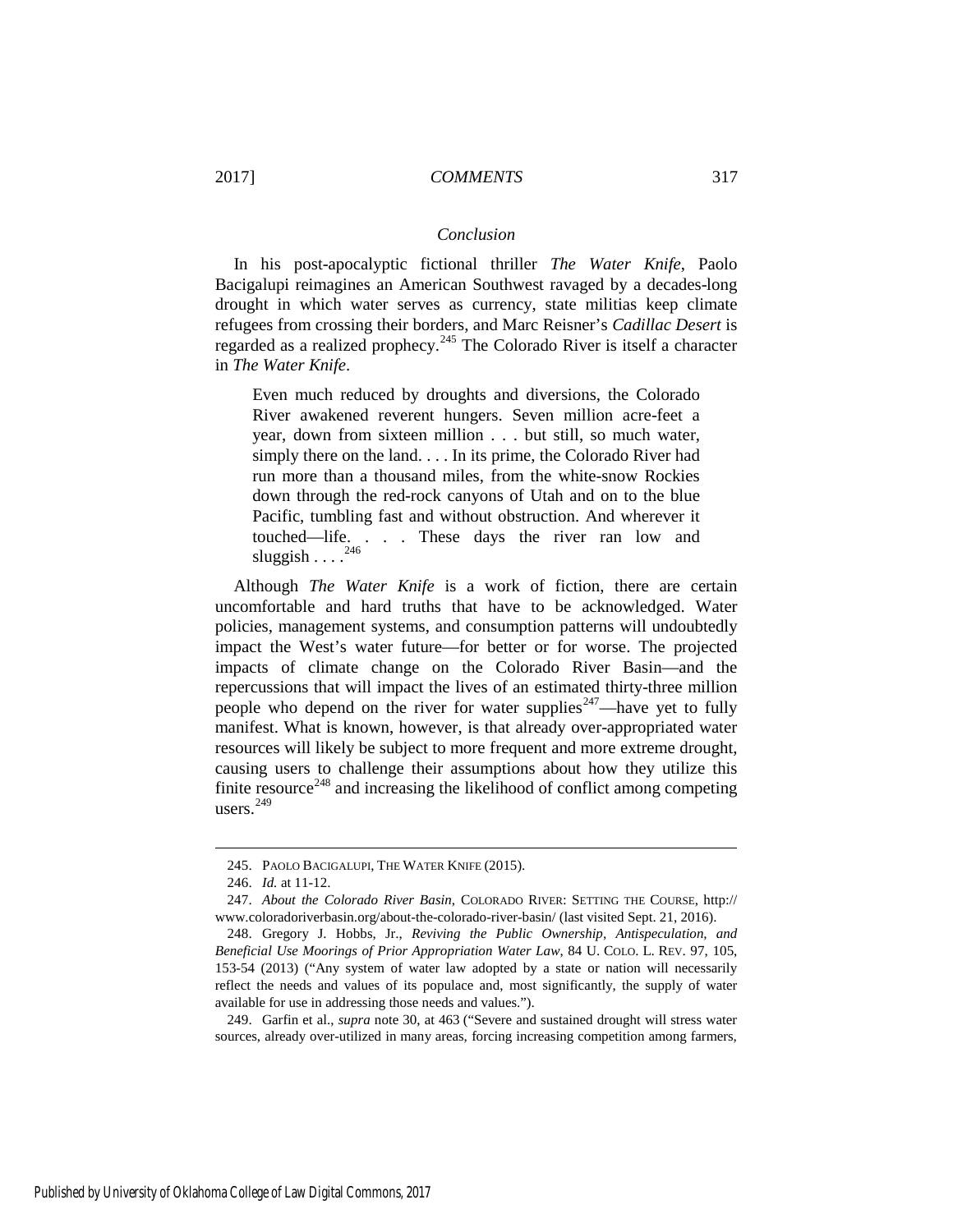### *Conclusion*

In his post-apocalyptic fictional thriller *The Water Knife*, Paolo Bacigalupi reimagines an American Southwest ravaged by a decades-long drought in which water serves as currency, state militias keep climate refugees from crossing their borders, and Marc Reisner's *Cadillac Desert* is regarded as a realized prophecy.[245] The Colorado River is itself a character in *The Water Knife*.

> Even much reduced by droughts and diversions, the Colorado River awakened reverent hungers. Seven million acre-feet a year, down from sixteen million . . . but still, so much water, simply there on the land. . . . In its prime, the Colorado River had run more than a thousand miles, from the white-snow Rockies down through the red-rock canyons of Utah and on to the blue Pacific, tumbling fast and without obstruction. And wherever it touched—life. . . . These days the river ran low and sluggish . . . .[246]

Although *The Water Knife* is a work of fiction, there are certain uncomfortable and hard truths that have to be acknowledged. Water policies, management systems, and consumption patterns will undoubtedly impact the West's water future—for better or for worse. The projected impacts of climate change on the Colorado River Basin—and the repercussions that will impact the lives of an estimated thirty-three million people who depend on the river for water supplies[247]—have yet to fully manifest. What is known, however, is that already over-appropriated water resources will likely be subject to more frequent and more extreme drought, causing users to challenge their assumptions about how they utilize this finite resource[248] and increasing the likelihood of conflict among competing users.[249]

---

245. PAOLO BACIGALUPI, THE WATER KNIFE (2015).

246. *Id.* at 11-12.

247. *About the Colorado River Basin*, COLORADO RIVER: SETTING THE COURSE, http://www.coloradoriverbasin.org/about-the-colorado-river-basin/ (last visited Sept. 21, 2016).

248. Gregory J. Hobbs, Jr., *Reviving the Public Ownership, Antispeculation, and Beneficial Use Moorings of Prior Appropriation Water Law*, 84 U. COLO. L. REV. 97, 105, 153-54 (2013) ("Any system of water law adopted by a state or nation will necessarily reflect the needs and values of its populace and, most significantly, the supply of water available for use in addressing those needs and values.").

249. Garfin et al., *supra* note 30, at 463 ("Severe and sustained drought will stress water sources, already over-utilized in many areas, forcing increasing competition among farmers,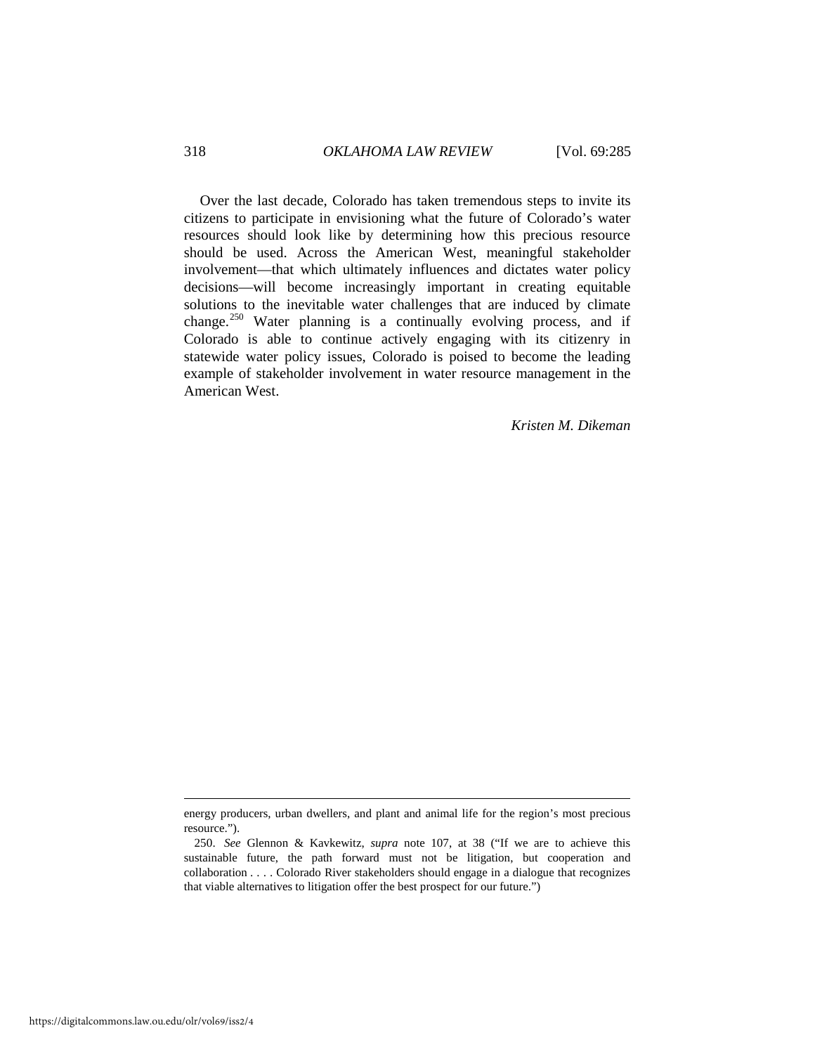Over the last decade, Colorado has taken tremendous steps to invite its citizens to participate in envisioning what the future of Colorado's water resources should look like by determining how this precious resource should be used. Across the American West, meaningful stakeholder involvement—that which ultimately influences and dictates water policy decisions—will become increasingly important in creating equitable solutions to the inevitable water challenges that are induced by climate change.[250] Water planning is a continually evolving process, and if Colorado is able to continue actively engaging with its citizenry in statewide water policy issues, Colorado is poised to become the leading example of stakeholder involvement in water resource management in the American West.

*Kristen M. Dikeman*

---

energy producers, urban dwellers, and plant and animal life for the region's most precious resource.").

250. *See* Glennon & Kavkewitz, *supra* note 107, at 38 ("If we are to achieve this sustainable future, the path forward must not be litigation, but cooperation and collaboration . . . . Colorado River stakeholders should engage in a dialogue that recognizes that viable alternatives to litigation offer the best prospect for our future.")